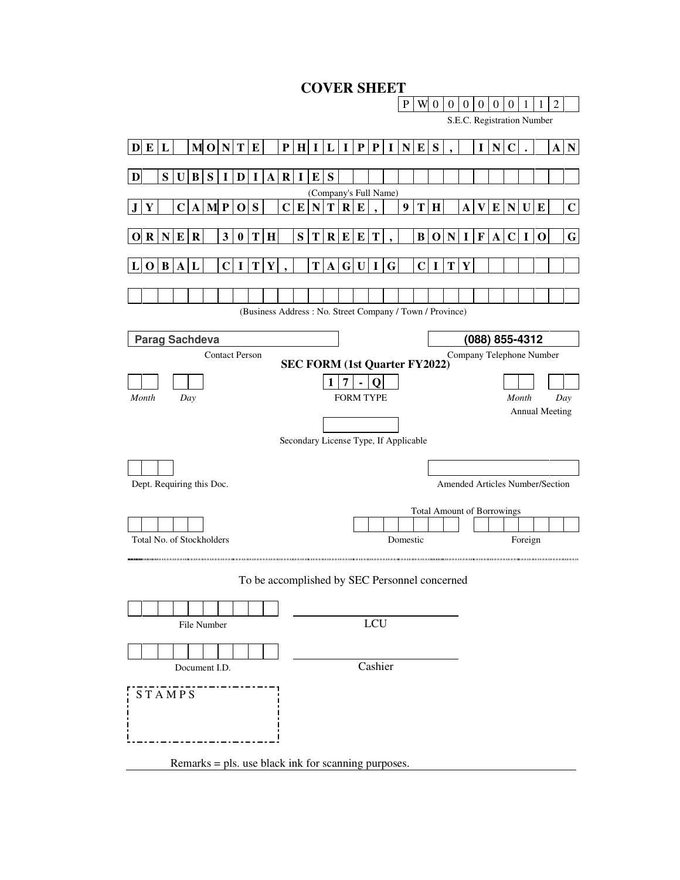# COVER SHEET

PW00000112

S.E.C. Registration Number

**DEL MONTE PHILIPPINES, INC. AND SUBSIDIARIES**

(Company's Full Name)

**JY CAMPOS CENTRE, 9TH AVENUE CORNER 30TH STREET, BONIFACIO GLOBAL CITY, TAGUIG CITY**

(Business Address : No. Street Company / Town / Province)

**Parag Sachdeva**

Contact Person

**(088) 855-4312**

Company Telephone Number

**SEC FORM (1st Quarter FY2022)**

*Month* *Day*

**17-Q**

FORM TYPE

*Month* *Day*

Annual Meeting

Secondary License Type, If Applicable

Dept. Requiring this Doc.

Amended Articles Number/Section

Total Amount of Borrowings

Total No. of Stockholders

Domestic

Foreign

---

To be accomplished by SEC Personnel concerned

File Number

LCU

Document I.D.

Cashier

STAMPS

Remarks = pls. use black ink for scanning purposes.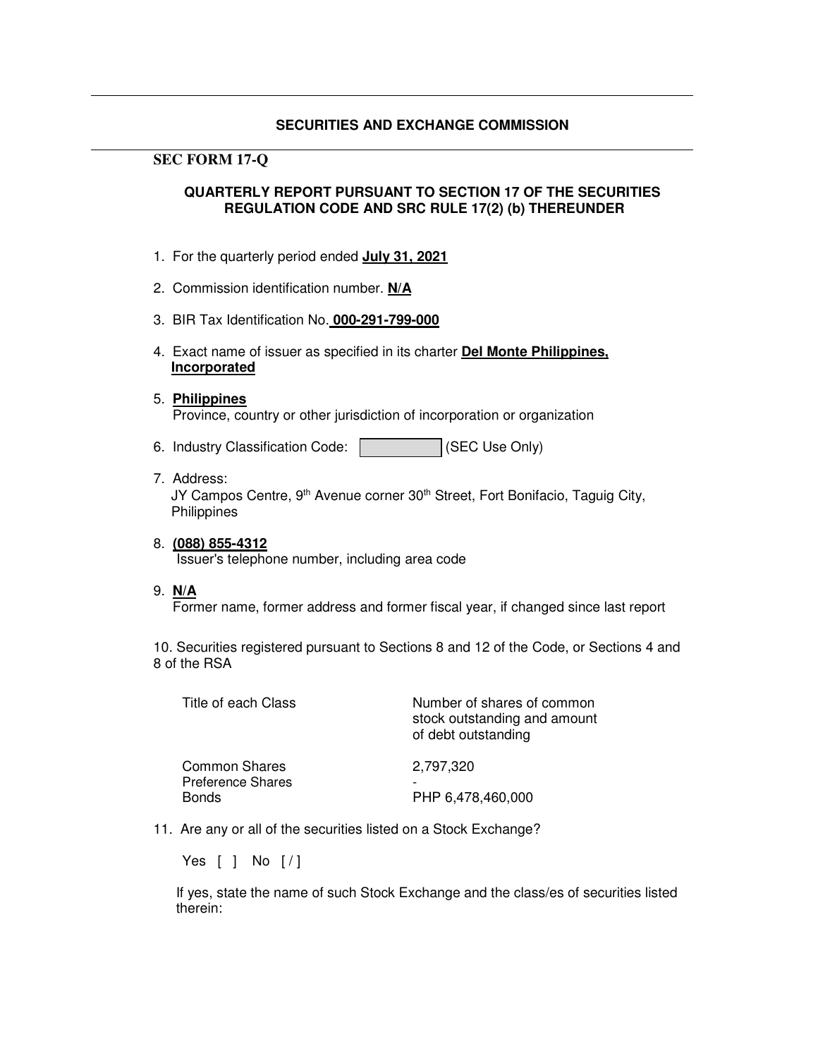**SECURITIES AND EXCHANGE COMMISSION**

**SEC FORM 17-Q**

**QUARTERLY REPORT PURSUANT TO SECTION 17 OF THE SECURITIES REGULATION CODE AND SRC RULE 17(2) (b) THEREUNDER**

1. For the quarterly period ended **July 31, 2021**

2. Commission identification number. **N/A**

3. BIR Tax Identification No. **000-291-799-000**

4. Exact name of issuer as specified in its charter **Del Monte Philippines, Incorporated**

5. **Philippines**
   Province, country or other jurisdiction of incorporation or organization

6. Industry Classification Code: [ ] (SEC Use Only)

7. Address:
   JY Campos Centre, 9th Avenue corner 30th Street, Fort Bonifacio, Taguig City, Philippines

8. **(088) 855-4312**
   Issuer's telephone number, including area code

9. **N/A**
   Former name, former address and former fiscal year, if changed since last report

10. Securities registered pursuant to Sections 8 and 12 of the Code, or Sections 4 and 8 of the RSA

| Title of each Class | Number of shares of common stock outstanding and amount of debt outstanding |
|---|---|
| Common Shares | 2,797,320 |
| Preference Shares | - |
| Bonds | PHP 6,478,460,000 |

11. Are any or all of the securities listed on a Stock Exchange?

    Yes [ ] No [ / ]

    If yes, state the name of such Stock Exchange and the class/es of securities listed therein: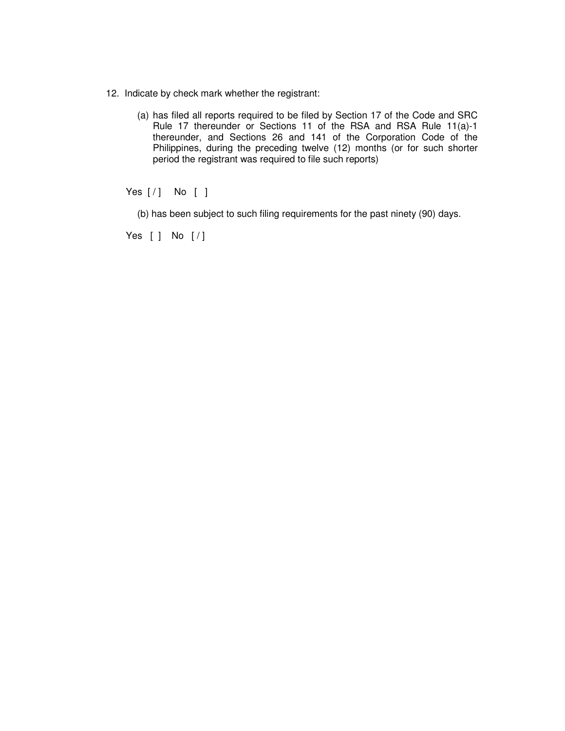12. Indicate by check mark whether the registrant:

    (a) has filed all reports required to be filed by Section 17 of the Code and SRC Rule 17 thereunder or Sections 11 of the RSA and RSA Rule 11(a)-1 thereunder, and Sections 26 and 141 of the Corporation Code of the Philippines, during the preceding twelve (12) months (or for such shorter period the registrant was required to file such reports)

Yes [ / ]   No [ ]

    (b) has been subject to such filing requirements for the past ninety (90) days.

Yes [ ]   No [ / ]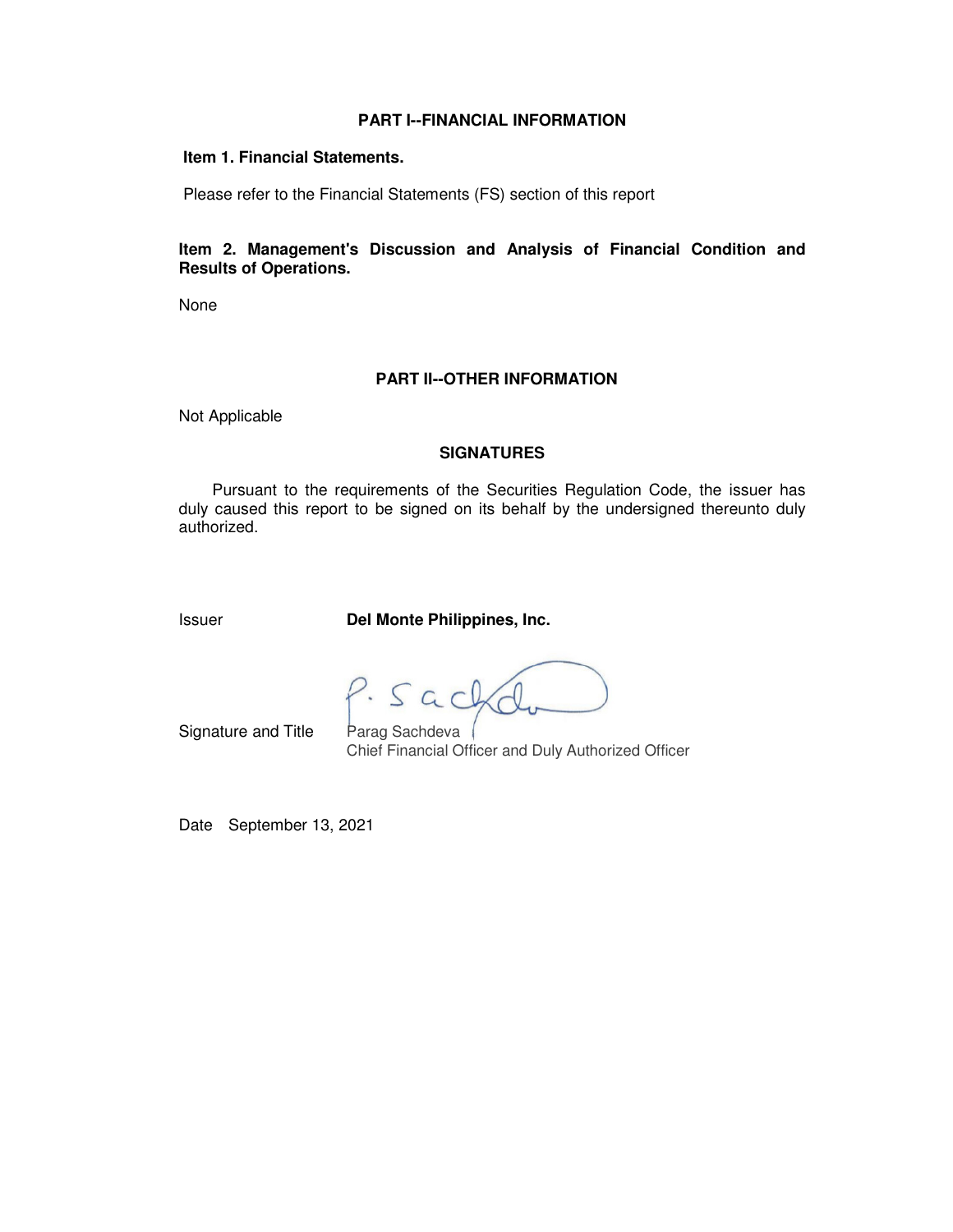## PART I--FINANCIAL INFORMATION

### Item 1. Financial Statements.

Please refer to the Financial Statements (FS) section of this report

### Item 2. Management's Discussion and Analysis of Financial Condition and Results of Operations.

None

## PART II--OTHER INFORMATION

Not Applicable

## SIGNATURES

Pursuant to the requirements of the Securities Regulation Code, the issuer has duly caused this report to be signed on its behalf by the undersigned thereunto duly authorized.

Issuer **Del Monte Philippines, Inc.**

Signature and Title Parag Sachdeva
Chief Financial Officer and Duly Authorized Officer

Date September 13, 2021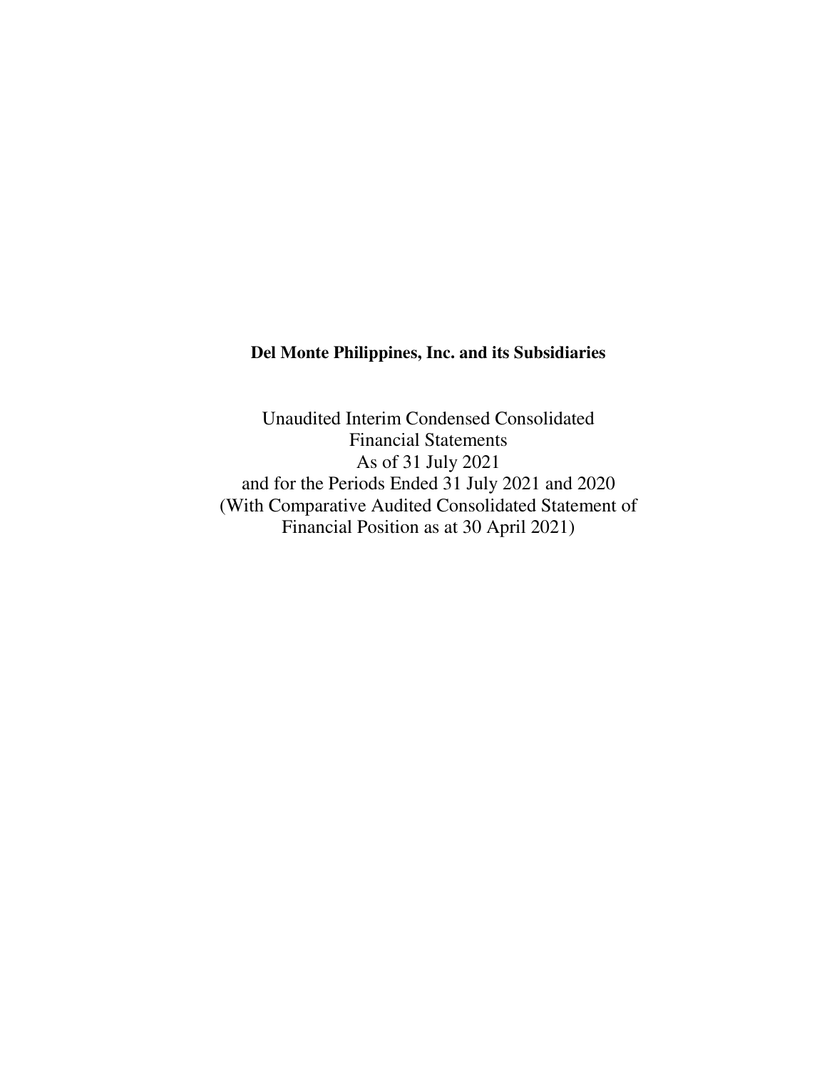**Del Monte Philippines, Inc. and its Subsidiaries**

Unaudited Interim Condensed Consolidated
Financial Statements
As of 31 July 2021
and for the Periods Ended 31 July 2021 and 2020
(With Comparative Audited Consolidated Statement of
Financial Position as at 30 April 2021)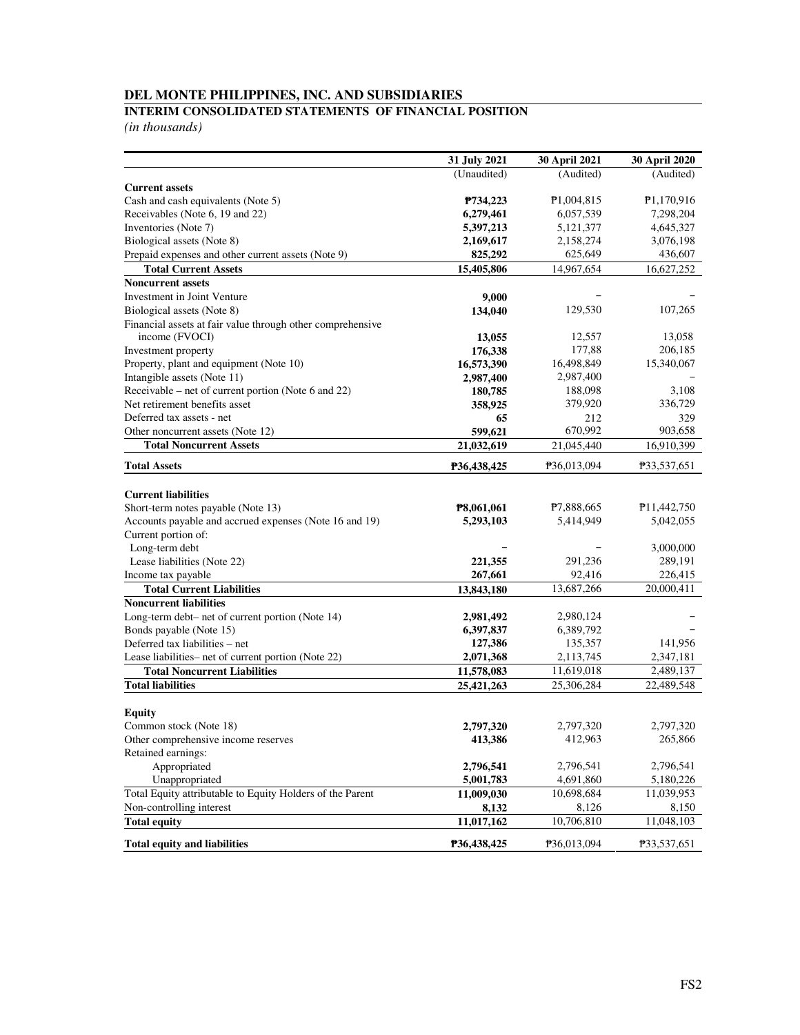# DEL MONTE PHILIPPINES, INC. AND SUBSIDIARIES

## INTERIM CONSOLIDATED STATEMENTS OF FINANCIAL POSITION

*(in thousands)*

| | 31 July 2021 | 30 April 2021 | 30 April 2020 |
|---|---|---|---|
| | (Unaudited) | (Audited) | (Audited) |
| **Current assets** | | | |
| Cash and cash equivalents (Note 5) | **₱734,223** | ₱1,004,815 | ₱1,170,916 |
| Receivables (Note 6, 19 and 22) | **6,279,461** | 6,057,539 | 7,298,204 |
| Inventories (Note 7) | **5,397,213** | 5,121,377 | 4,645,327 |
| Biological assets (Note 8) | **2,169,617** | 2,158,274 | 3,076,198 |
| Prepaid expenses and other current assets (Note 9) | **825,292** | 625,649 | 436,607 |
| **Total Current Assets** | **15,405,806** | 14,967,654 | 16,627,252 |
| **Noncurrent assets** | | | |
| Investment in Joint Venture | **9,000** | – | – |
| Biological assets (Note 8) | **134,040** | 129,530 | 107,265 |
| Financial assets at fair value through other comprehensive income (FVOCI) | **13,055** | 12,557 | 13,058 |
| Investment property | **176,338** | 177,88 | 206,185 |
| Property, plant and equipment (Note 10) | **16,573,390** | 16,498,849 | 15,340,067 |
| Intangible assets (Note 11) | **2,987,400** | 2,987,400 | – |
| Receivable – net of current portion (Note 6 and 22) | **180,785** | 188,098 | 3,108 |
| Net retirement benefits asset | **358,925** | 379,920 | 336,729 |
| Deferred tax assets - net | **65** | 212 | 329 |
| Other noncurrent assets (Note 12) | **599,621** | 670,992 | 903,658 |
| **Total Noncurrent Assets** | **21,032,619** | 21,045,440 | 16,910,399 |
| **Total Assets** | **₱36,438,425** | ₱36,013,094 | ₱33,537,651 |
| **Current liabilities** | | | |
| Short-term notes payable (Note 13) | **₱8,061,061** | ₱7,888,665 | ₱11,442,750 |
| Accounts payable and accrued expenses (Note 16 and 19) | **5,293,103** | 5,414,949 | 5,042,055 |
| Current portion of: | | | |
| Long-term debt | – | – | 3,000,000 |
| Lease liabilities (Note 22) | **221,355** | 291,236 | 289,191 |
| Income tax payable | **267,661** | 92,416 | 226,415 |
| **Total Current Liabilities** | **13,843,180** | 13,687,266 | 20,000,411 |
| **Noncurrent liabilities** | | | |
| Long-term debt– net of current portion (Note 14) | **2,981,492** | 2,980,124 | – |
| Bonds payable (Note 15) | **6,397,837** | 6,389,792 | – |
| Deferred tax liabilities – net | **127,386** | 135,357 | 141,956 |
| Lease liabilities– net of current portion (Note 22) | **2,071,368** | 2,113,745 | 2,347,181 |
| **Total Noncurrent Liabilities** | **11,578,083** | 11,619,018 | 2,489,137 |
| **Total liabilities** | **25,421,263** | 25,306,284 | 22,489,548 |
| **Equity** | | | |
| Common stock (Note 18) | **2,797,320** | 2,797,320 | 2,797,320 |
| Other comprehensive income reserves | **413,386** | 412,963 | 265,866 |
| Retained earnings: | | | |
| Appropriated | **2,796,541** | 2,796,541 | 2,796,541 |
| Unappropriated | **5,001,783** | 4,691,860 | 5,180,226 |
| Total Equity attributable to Equity Holders of the Parent | **11,009,030** | 10,698,684 | 11,039,953 |
| Non-controlling interest | **8,132** | 8,126 | 8,150 |
| **Total equity** | **11,017,162** | 10,706,810 | 11,048,103 |
| **Total equity and liabilities** | **₱36,438,425** | ₱36,013,094 | ₱33,537,651 |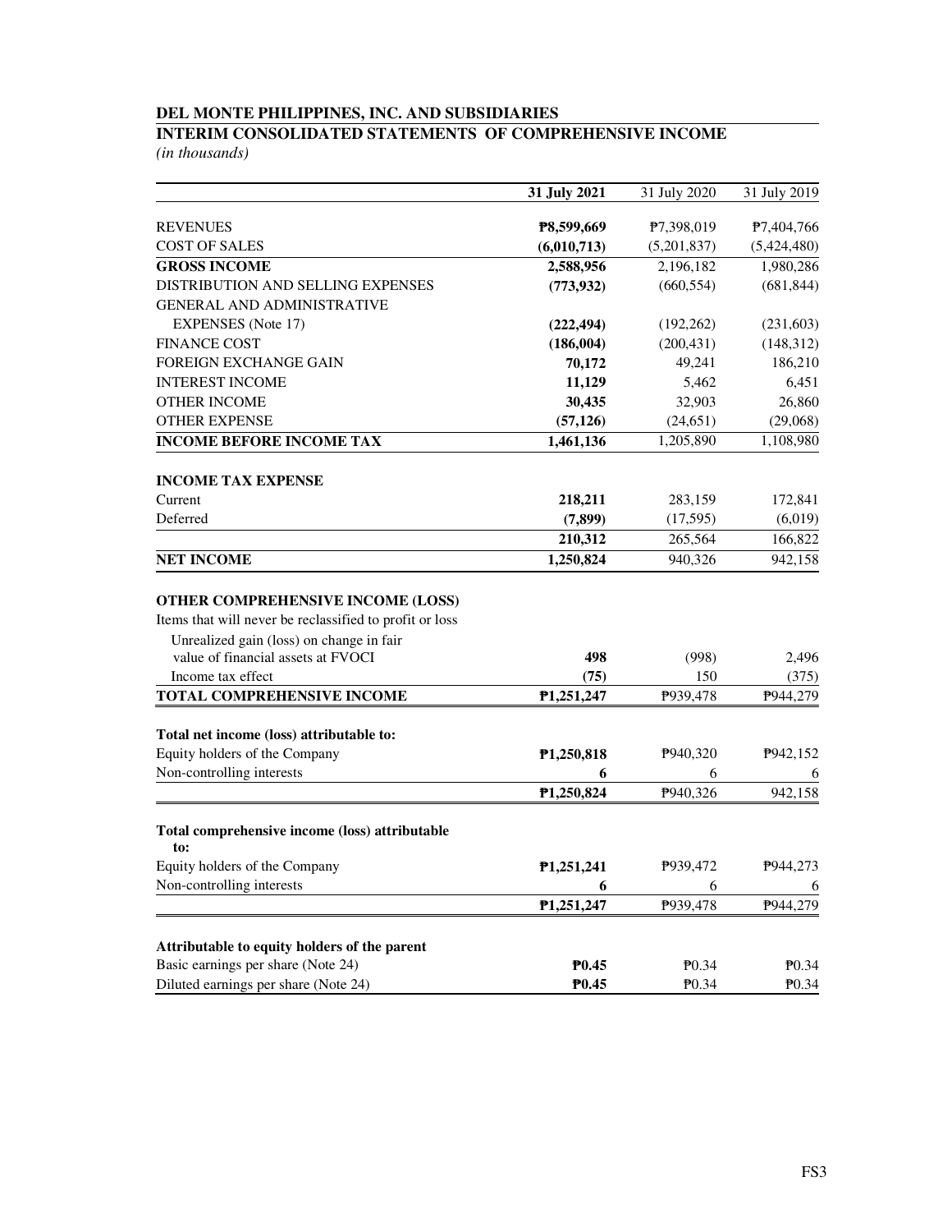**DEL MONTE PHILIPPINES, INC. AND SUBSIDIARIES**

**INTERIM CONSOLIDATED STATEMENTS OF COMPREHENSIVE INCOME**

*(in thousands)*

| | 31 July 2021 | 31 July 2020 | 31 July 2019 |
|---|---|---|---|
| REVENUES | **₱8,599,669** | ₱7,398,019 | ₱7,404,766 |
| COST OF SALES | **(6,010,713)** | (5,201,837) | (5,424,480) |
| **GROSS INCOME** | **2,588,956** | 2,196,182 | 1,980,286 |
| DISTRIBUTION AND SELLING EXPENSES | **(773,932)** | (660,554) | (681,844) |
| GENERAL AND ADMINISTRATIVE EXPENSES (Note 17) | **(222,494)** | (192,262) | (231,603) |
| FINANCE COST | **(186,004)** | (200,431) | (148,312) |
| FOREIGN EXCHANGE GAIN | **70,172** | 49,241 | 186,210 |
| INTEREST INCOME | **11,129** | 5,462 | 6,451 |
| OTHER INCOME | **30,435** | 32,903 | 26,860 |
| OTHER EXPENSE | **(57,126)** | (24,651) | (29,068) |
| **INCOME BEFORE INCOME TAX** | **1,461,136** | 1,205,890 | 1,108,980 |
| | | | |
| **INCOME TAX EXPENSE** | | | |
| Current | **218,211** | 283,159 | 172,841 |
| Deferred | **(7,899)** | (17,595) | (6,019) |
| | **210,312** | 265,564 | 166,822 |
| **NET INCOME** | **1,250,824** | 940,326 | 942,158 |
| | | | |
| **OTHER COMPREHENSIVE INCOME (LOSS)** | | | |
| Items that will never be reclassified to profit or loss | | | |
| Unrealized gain (loss) on change in fair value of financial assets at FVOCI | **498** | (998) | 2,496 |
| Income tax effect | **(75)** | 150 | (375) |
| **TOTAL COMPREHENSIVE INCOME** | **₱1,251,247** | ₱939,478 | ₱944,279 |
| | | | |
| **Total net income (loss) attributable to:** | | | |
| Equity holders of the Company | **₱1,250,818** | ₱940,320 | ₱942,152 |
| Non-controlling interests | **6** | 6 | 6 |
| | **₱1,250,824** | ₱940,326 | 942,158 |
| | | | |
| **Total comprehensive income (loss) attributable to:** | | | |
| Equity holders of the Company | **₱1,251,241** | ₱939,472 | ₱944,273 |
| Non-controlling interests | **6** | 6 | 6 |
| | **₱1,251,247** | ₱939,478 | ₱944,279 |
| | | | |
| **Attributable to equity holders of the parent** | | | |
| Basic earnings per share (Note 24) | **₱0.45** | ₱0.34 | ₱0.34 |
| Diluted earnings per share (Note 24) | **₱0.45** | ₱0.34 | ₱0.34 |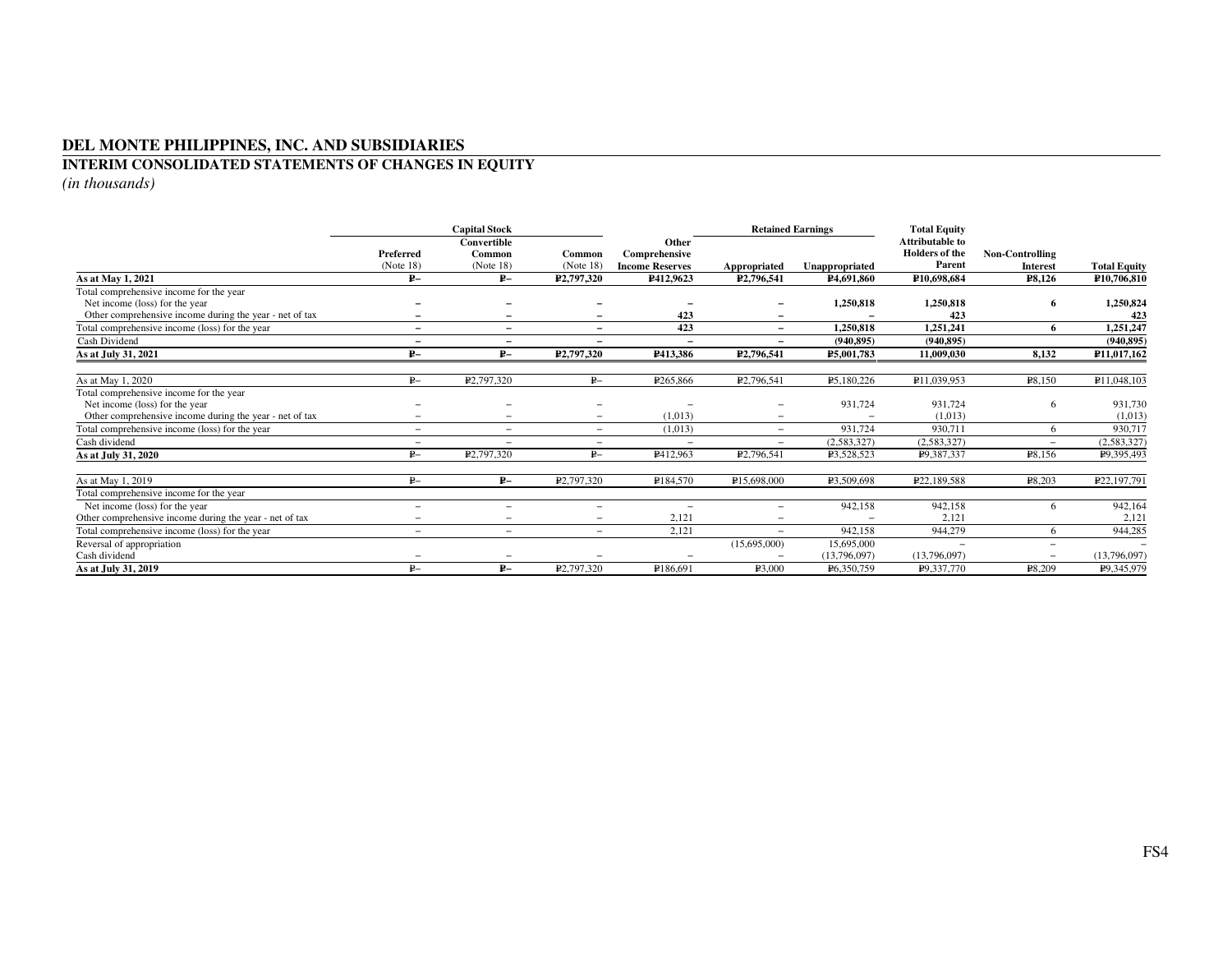# DEL MONTE PHILIPPINES, INC. AND SUBSIDIARIES

## INTERIM CONSOLIDATED STATEMENTS OF CHANGES IN EQUITY

*(in thousands)*

| | Capital Stock | | | | Retained Earnings | | | | |
|---|---|---|---|---|---|---|---|---|---|
| | Preferred (Note 18) | Convertible Common (Note 18) | Common (Note 18) | Other Comprehensive Income Reserves | Appropriated | Unappropriated | Total Equity Attributable to Holders of the Parent | Non-Controlling Interest | Total Equity |
| **As at May 1, 2021** | **₱–** | **₱–** | **₱2,797,320** | **₱412,9623** | **₱2,796,541** | **₱4,691,860** | **₱10,698,684** | **₱8,126** | **₱10,706,810** |
| Total comprehensive income for the year | | | | | | | | | |
| Net income (loss) for the year | **–** | **–** | **–** | **–** | **–** | **1,250,818** | **1,250,818** | **6** | **1,250,824** |
| Other comprehensive income during the year - net of tax | **–** | **–** | **–** | **423** | **–** | **–** | **423** | | **423** |
| Total comprehensive income (loss) for the year | **–** | **–** | **–** | **423** | **–** | **1,250,818** | **1,251,241** | **6** | **1,251,247** |
| Cash Dividend | **–** | **–** | **–** | **–** | **–** | **(940,895)** | **(940,895)** | | **(940,895)** |
| **As at July 31, 2021** | **₱–** | **₱–** | **₱2,797,320** | **₱413,386** | **₱2,796,541** | **₱5,001,783** | **11,009,030** | **8,132** | **₱11,017,162** |
| As at May 1, 2020 | ₱– | ₱2,797,320 | ₱– | ₱265,866 | ₱2,796,541 | ₱5,180,226 | ₱11,039,953 | ₱8,150 | ₱11,048,103 |
| Total comprehensive income for the year | | | | | | | | | |
| Net income (loss) for the year | – | – | – | – | – | 931,724 | 931,724 | 6 | 931,730 |
| Other comprehensive income during the year - net of tax | – | – | – | (1,013) | – | – | (1,013) | | (1,013) |
| Total comprehensive income (loss) for the year | – | – | – | (1,013) | – | 931,724 | 930,711 | 6 | 930,717 |
| Cash dividend | – | – | – | – | – | (2,583,327) | (2,583,327) | – | (2,583,327) |
| **As at July 31, 2020** | ₱– | ₱2,797,320 | ₱– | ₱412,963 | ₱2,796,541 | ₱3,528,523 | ₱9,387,337 | ₱8,156 | ₱9,395,493 |
| As at May 1, 2019 | ₱– | ₱– | ₱2,797,320 | ₱184,570 | ₱15,698,000 | ₱3,509,698 | ₱22,189,588 | ₱8,203 | ₱22,197,791 |
| Total comprehensive income for the year | | | | | | | | | |
| Net income (loss) for the year | – | – | – | – | – | 942,158 | 942,158 | 6 | 942,164 |
| Other comprehensive income during the year - net of tax | – | – | – | 2,121 | – | – | 2,121 | | 2,121 |
| Total comprehensive income (loss) for the year | – | – | – | 2,121 | – | 942,158 | 944,279 | 6 | 944,285 |
| Reversal of appropriation | | | | | (15,695,000) | 15,695,000 | – | – | – |
| Cash dividend | – | – | – | – | – | (13,796,097) | (13,796,097) | – | (13,796,097) |
| **As at July 31, 2019** | ₱– | ₱– | ₱2,797,320 | ₱186,691 | ₱3,000 | ₱6,350,759 | ₱9,337,770 | ₱8,209 | ₱9,345,979 |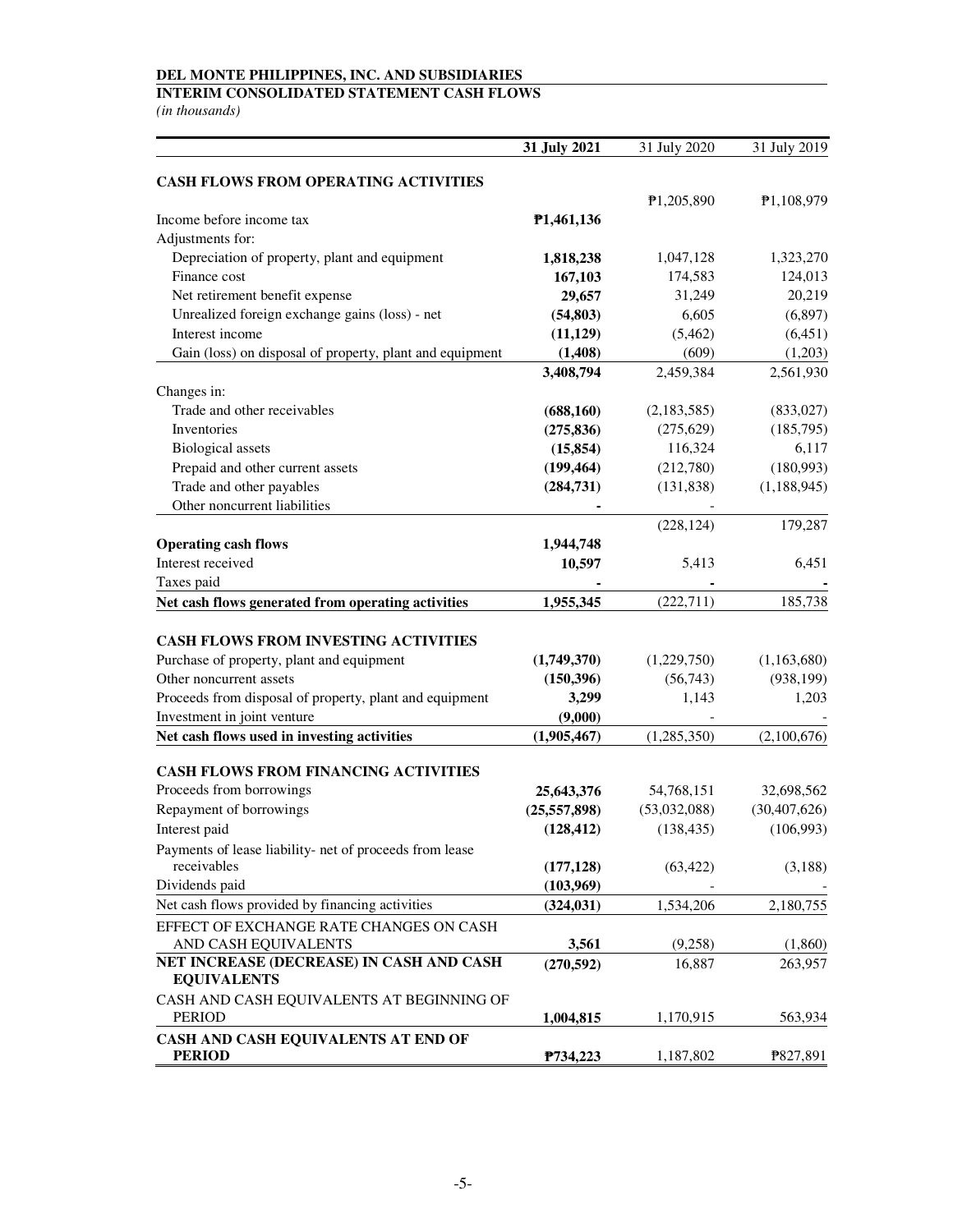**DEL MONTE PHILIPPINES, INC. AND SUBSIDIARIES**

**INTERIM CONSOLIDATED STATEMENT CASH FLOWS**

*(in thousands)*

| | 31 July 2021 | 31 July 2020 | 31 July 2019 |
|---|---|---|---|
| **CASH FLOWS FROM OPERATING ACTIVITIES** | | | |
| Income before income tax | **₱1,461,136** | ₱1,205,890 | ₱1,108,979 |
| Adjustments for: | | | |
| Depreciation of property, plant and equipment | **1,818,238** | 1,047,128 | 1,323,270 |
| Finance cost | **167,103** | 174,583 | 124,013 |
| Net retirement benefit expense | **29,657** | 31,249 | 20,219 |
| Unrealized foreign exchange gains (loss) - net | **(54,803)** | 6,605 | (6,897) |
| Interest income | **(11,129)** | (5,462) | (6,451) |
| Gain (loss) on disposal of property, plant and equipment | **(1,408)** | (609) | (1,203) |
| | **3,408,794** | 2,459,384 | 2,561,930 |
| Changes in: | | | |
| Trade and other receivables | **(688,160)** | (2,183,585) | (833,027) |
| Inventories | **(275,836)** | (275,629) | (185,795) |
| Biological assets | **(15,854)** | 116,324 | 6,117 |
| Prepaid and other current assets | **(199,464)** | (212,780) | (180,993) |
| Trade and other payables | **(284,731)** | (131,838) | (1,188,945) |
| Other noncurrent liabilities | **-** | - | |
| **Operating cash flows** | **1,944,748** | (228,124) | 179,287 |
| Interest received | **10,597** | 5,413 | 6,451 |
| Taxes paid | **-** | **-** | **-** |
| **Net cash flows generated from operating activities** | **1,955,345** | (222,711) | 185,738 |
| **CASH FLOWS FROM INVESTING ACTIVITIES** | | | |
| Purchase of property, plant and equipment | **(1,749,370)** | (1,229,750) | (1,163,680) |
| Other noncurrent assets | **(150,396)** | (56,743) | (938,199) |
| Proceeds from disposal of property, plant and equipment | **3,299** | 1,143 | 1,203 |
| Investment in joint venture | **(9,000)** | - | - |
| **Net cash flows used in investing activities** | **(1,905,467)** | (1,285,350) | (2,100,676) |
| **CASH FLOWS FROM FINANCING ACTIVITIES** | | | |
| Proceeds from borrowings | **25,643,376** | 54,768,151 | 32,698,562 |
| Repayment of borrowings | **(25,557,898)** | (53,032,088) | (30,407,626) |
| Interest paid | **(128,412)** | (138,435) | (106,993) |
| Payments of lease liability- net of proceeds from lease receivables | **(177,128)** | (63,422) | (3,188) |
| Dividends paid | **(103,969)** | - | - |
| Net cash flows provided by financing activities | **(324,031)** | 1,534,206 | 2,180,755 |
| EFFECT OF EXCHANGE RATE CHANGES ON CASH AND CASH EQUIVALENTS | **3,561** | (9,258) | (1,860) |
| **NET INCREASE (DECREASE) IN CASH AND CASH EQUIVALENTS** | **(270,592)** | 16,887 | 263,957 |
| CASH AND CASH EQUIVALENTS AT BEGINNING OF PERIOD | **1,004,815** | 1,170,915 | 563,934 |
| **CASH AND CASH EQUIVALENTS AT END OF PERIOD** | **₱734,223** | 1,187,802 | ₱827,891 |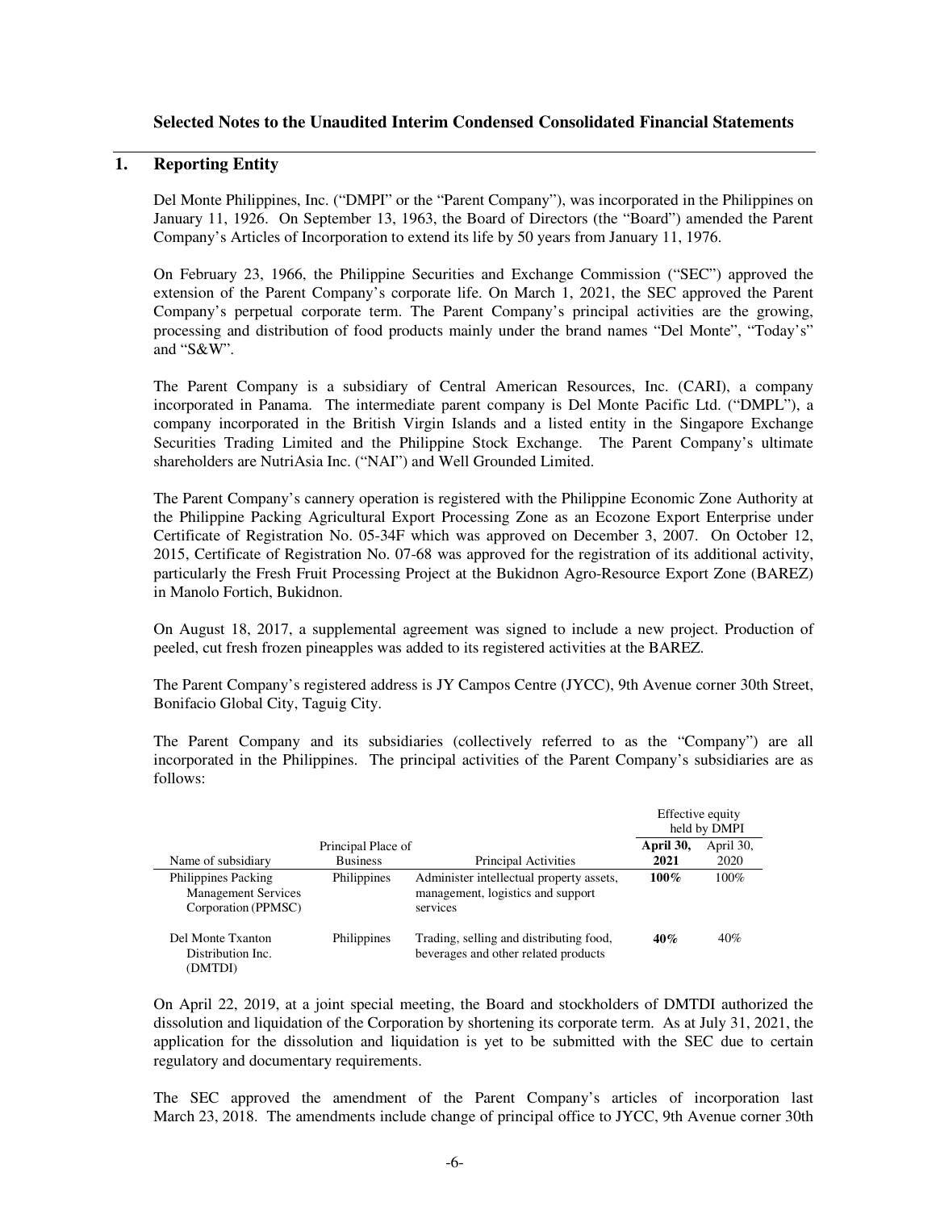## Selected Notes to the Unaudited Interim Condensed Consolidated Financial Statements

### 1. Reporting Entity

Del Monte Philippines, Inc. ("DMPI" or the "Parent Company"), was incorporated in the Philippines on January 11, 1926. On September 13, 1963, the Board of Directors (the "Board") amended the Parent Company's Articles of Incorporation to extend its life by 50 years from January 11, 1976.

On February 23, 1966, the Philippine Securities and Exchange Commission ("SEC") approved the extension of the Parent Company's corporate life. On March 1, 2021, the SEC approved the Parent Company's perpetual corporate term. The Parent Company's principal activities are the growing, processing and distribution of food products mainly under the brand names "Del Monte", "Today's" and "S&W".

The Parent Company is a subsidiary of Central American Resources, Inc. (CARI), a company incorporated in Panama. The intermediate parent company is Del Monte Pacific Ltd. ("DMPL"), a company incorporated in the British Virgin Islands and a listed entity in the Singapore Exchange Securities Trading Limited and the Philippine Stock Exchange. The Parent Company's ultimate shareholders are NutriAsia Inc. ("NAI") and Well Grounded Limited.

The Parent Company's cannery operation is registered with the Philippine Economic Zone Authority at the Philippine Packing Agricultural Export Processing Zone as an Ecozone Export Enterprise under Certificate of Registration No. 05-34F which was approved on December 3, 2007. On October 12, 2015, Certificate of Registration No. 07-68 was approved for the registration of its additional activity, particularly the Fresh Fruit Processing Project at the Bukidnon Agro-Resource Export Zone (BAREZ) in Manolo Fortich, Bukidnon.

On August 18, 2017, a supplemental agreement was signed to include a new project. Production of peeled, cut fresh frozen pineapples was added to its registered activities at the BAREZ.

The Parent Company's registered address is JY Campos Centre (JYCC), 9th Avenue corner 30th Street, Bonifacio Global City, Taguig City.

The Parent Company and its subsidiaries (collectively referred to as the "Company") are all incorporated in the Philippines. The principal activities of the Parent Company's subsidiaries are as follows:

| | | | Effective equity held by DMPI | |
|---|---|---|---|---|
| Name of subsidiary | Principal Place of Business | Principal Activities | **April 30, 2021** | April 30, 2020 |
| Philippines Packing Management Services Corporation (PPMSC) | Philippines | Administer intellectual property assets, management, logistics and support services | **100%** | 100% |
| Del Monte Txanton Distribution Inc. (DMTDI) | Philippines | Trading, selling and distributing food, beverages and other related products | **40%** | 40% |

On April 22, 2019, at a joint special meeting, the Board and stockholders of DMTDI authorized the dissolution and liquidation of the Corporation by shortening its corporate term. As at July 31, 2021, the application for the dissolution and liquidation is yet to be submitted with the SEC due to certain regulatory and documentary requirements.

The SEC approved the amendment of the Parent Company's articles of incorporation last March 23, 2018. The amendments include change of principal office to JYCC, 9th Avenue corner 30th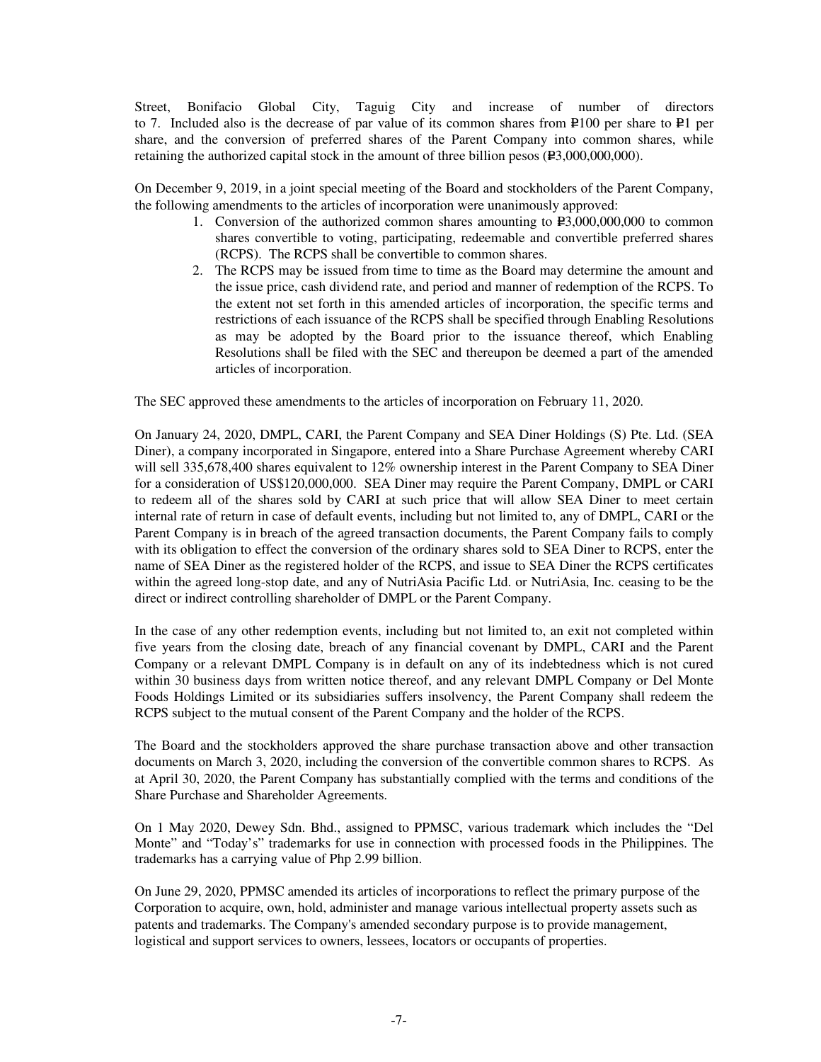Street, Bonifacio Global City, Taguig City and increase of number of directors to 7. Included also is the decrease of par value of its common shares from ₱100 per share to ₱1 per share, and the conversion of preferred shares of the Parent Company into common shares, while retaining the authorized capital stock in the amount of three billion pesos (₱3,000,000,000).

On December 9, 2019, in a joint special meeting of the Board and stockholders of the Parent Company, the following amendments to the articles of incorporation were unanimously approved:

1. Conversion of the authorized common shares amounting to ₱3,000,000,000 to common shares convertible to voting, participating, redeemable and convertible preferred shares (RCPS). The RCPS shall be convertible to common shares.
2. The RCPS may be issued from time to time as the Board may determine the amount and the issue price, cash dividend rate, and period and manner of redemption of the RCPS. To the extent not set forth in this amended articles of incorporation, the specific terms and restrictions of each issuance of the RCPS shall be specified through Enabling Resolutions as may be adopted by the Board prior to the issuance thereof, which Enabling Resolutions shall be filed with the SEC and thereupon be deemed a part of the amended articles of incorporation.

The SEC approved these amendments to the articles of incorporation on February 11, 2020.

On January 24, 2020, DMPL, CARI, the Parent Company and SEA Diner Holdings (S) Pte. Ltd. (SEA Diner), a company incorporated in Singapore, entered into a Share Purchase Agreement whereby CARI will sell 335,678,400 shares equivalent to 12% ownership interest in the Parent Company to SEA Diner for a consideration of US$120,000,000. SEA Diner may require the Parent Company, DMPL or CARI to redeem all of the shares sold by CARI at such price that will allow SEA Diner to meet certain internal rate of return in case of default events, including but not limited to, any of DMPL, CARI or the Parent Company is in breach of the agreed transaction documents, the Parent Company fails to comply with its obligation to effect the conversion of the ordinary shares sold to SEA Diner to RCPS, enter the name of SEA Diner as the registered holder of the RCPS, and issue to SEA Diner the RCPS certificates within the agreed long-stop date, and any of NutriAsia Pacific Ltd. or NutriAsia, Inc. ceasing to be the direct or indirect controlling shareholder of DMPL or the Parent Company.

In the case of any other redemption events, including but not limited to, an exit not completed within five years from the closing date, breach of any financial covenant by DMPL, CARI and the Parent Company or a relevant DMPL Company is in default on any of its indebtedness which is not cured within 30 business days from written notice thereof, and any relevant DMPL Company or Del Monte Foods Holdings Limited or its subsidiaries suffers insolvency, the Parent Company shall redeem the RCPS subject to the mutual consent of the Parent Company and the holder of the RCPS.

The Board and the stockholders approved the share purchase transaction above and other transaction documents on March 3, 2020, including the conversion of the convertible common shares to RCPS. As at April 30, 2020, the Parent Company has substantially complied with the terms and conditions of the Share Purchase and Shareholder Agreements.

On 1 May 2020, Dewey Sdn. Bhd., assigned to PPMSC, various trademark which includes the "Del Monte" and "Today's" trademarks for use in connection with processed foods in the Philippines. The trademarks has a carrying value of Php 2.99 billion.

On June 29, 2020, PPMSC amended its articles of incorporations to reflect the primary purpose of the Corporation to acquire, own, hold, administer and manage various intellectual property assets such as patents and trademarks. The Company's amended secondary purpose is to provide management, logistical and support services to owners, lessees, locators or occupants of properties.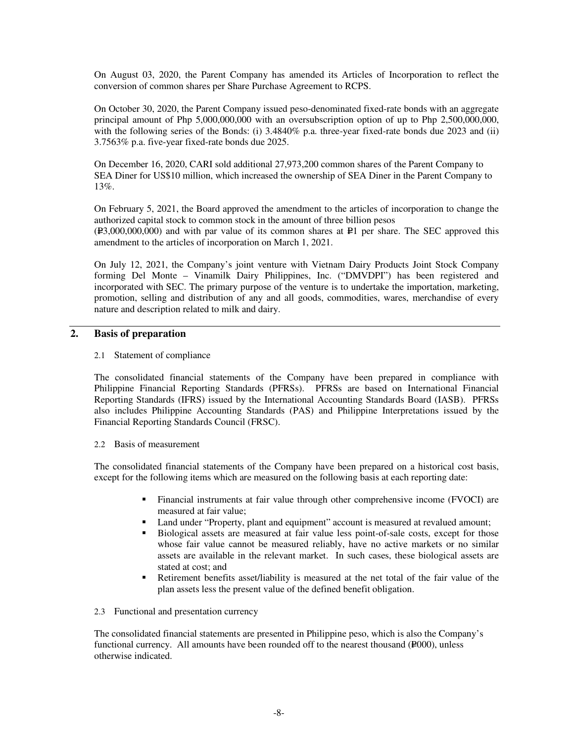On August 03, 2020, the Parent Company has amended its Articles of Incorporation to reflect the conversion of common shares per Share Purchase Agreement to RCPS.

On October 30, 2020, the Parent Company issued peso-denominated fixed-rate bonds with an aggregate principal amount of Php 5,000,000,000 with an oversubscription option of up to Php 2,500,000,000, with the following series of the Bonds: (i) 3.4840% p.a. three-year fixed-rate bonds due 2023 and (ii) 3.7563% p.a. five-year fixed-rate bonds due 2025.

On December 16, 2020, CARI sold additional 27,973,200 common shares of the Parent Company to SEA Diner for US$10 million, which increased the ownership of SEA Diner in the Parent Company to 13%.

On February 5, 2021, the Board approved the amendment to the articles of incorporation to change the authorized capital stock to common stock in the amount of three billion pesos (₱3,000,000,000) and with par value of its common shares at ₱1 per share. The SEC approved this amendment to the articles of incorporation on March 1, 2021.

On July 12, 2021, the Company's joint venture with Vietnam Dairy Products Joint Stock Company forming Del Monte – Vinamilk Dairy Philippines, Inc. ("DMVDPI") has been registered and incorporated with SEC. The primary purpose of the venture is to undertake the importation, marketing, promotion, selling and distribution of any and all goods, commodities, wares, merchandise of every nature and description related to milk and dairy.

## 2. Basis of preparation

### 2.1 Statement of compliance

The consolidated financial statements of the Company have been prepared in compliance with Philippine Financial Reporting Standards (PFRSs). PFRSs are based on International Financial Reporting Standards (IFRS) issued by the International Accounting Standards Board (IASB). PFRSs also includes Philippine Accounting Standards (PAS) and Philippine Interpretations issued by the Financial Reporting Standards Council (FRSC).

### 2.2 Basis of measurement

The consolidated financial statements of the Company have been prepared on a historical cost basis, except for the following items which are measured on the following basis at each reporting date:

- Financial instruments at fair value through other comprehensive income (FVOCI) are measured at fair value;
- Land under "Property, plant and equipment" account is measured at revalued amount;
- Biological assets are measured at fair value less point-of-sale costs, except for those whose fair value cannot be measured reliably, have no active markets or no similar assets are available in the relevant market. In such cases, these biological assets are stated at cost; and
- Retirement benefits asset/liability is measured at the net total of the fair value of the plan assets less the present value of the defined benefit obligation.

### 2.3 Functional and presentation currency

The consolidated financial statements are presented in Philippine peso, which is also the Company's functional currency. All amounts have been rounded off to the nearest thousand (₱000), unless otherwise indicated.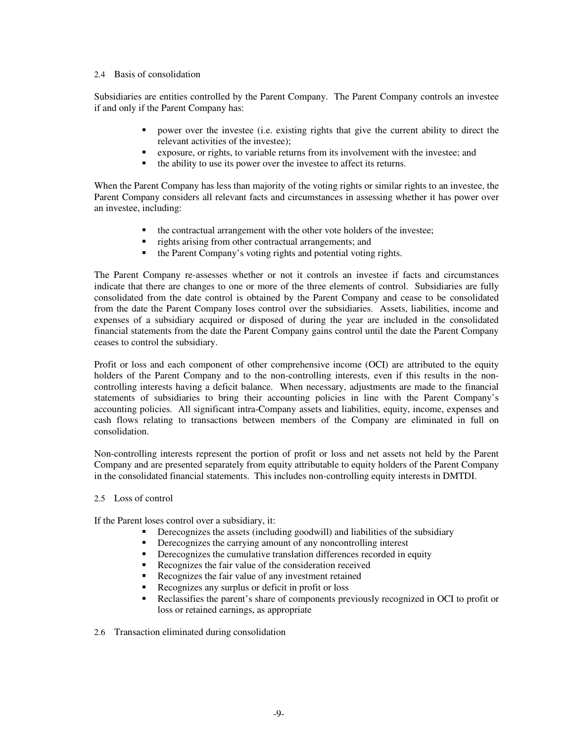### 2.4 Basis of consolidation

Subsidiaries are entities controlled by the Parent Company. The Parent Company controls an investee if and only if the Parent Company has:

- power over the investee (i.e. existing rights that give the current ability to direct the relevant activities of the investee);
- exposure, or rights, to variable returns from its involvement with the investee; and
- the ability to use its power over the investee to affect its returns.

When the Parent Company has less than majority of the voting rights or similar rights to an investee, the Parent Company considers all relevant facts and circumstances in assessing whether it has power over an investee, including:

- the contractual arrangement with the other vote holders of the investee;
- rights arising from other contractual arrangements; and
- the Parent Company's voting rights and potential voting rights.

The Parent Company re-assesses whether or not it controls an investee if facts and circumstances indicate that there are changes to one or more of the three elements of control. Subsidiaries are fully consolidated from the date control is obtained by the Parent Company and cease to be consolidated from the date the Parent Company loses control over the subsidiaries. Assets, liabilities, income and expenses of a subsidiary acquired or disposed of during the year are included in the consolidated financial statements from the date the Parent Company gains control until the date the Parent Company ceases to control the subsidiary.

Profit or loss and each component of other comprehensive income (OCI) are attributed to the equity holders of the Parent Company and to the non-controlling interests, even if this results in the non-controlling interests having a deficit balance. When necessary, adjustments are made to the financial statements of subsidiaries to bring their accounting policies in line with the Parent Company's accounting policies. All significant intra-Company assets and liabilities, equity, income, expenses and cash flows relating to transactions between members of the Company are eliminated in full on consolidation.

Non-controlling interests represent the portion of profit or loss and net assets not held by the Parent Company and are presented separately from equity attributable to equity holders of the Parent Company in the consolidated financial statements. This includes non-controlling equity interests in DMTDI.

### 2.5 Loss of control

If the Parent loses control over a subsidiary, it:

- Derecognizes the assets (including goodwill) and liabilities of the subsidiary
- Derecognizes the carrying amount of any noncontrolling interest
- Derecognizes the cumulative translation differences recorded in equity
- Recognizes the fair value of the consideration received
- Recognizes the fair value of any investment retained
- Recognizes any surplus or deficit in profit or loss
- Reclassifies the parent's share of components previously recognized in OCI to profit or loss or retained earnings, as appropriate

### 2.6 Transaction eliminated during consolidation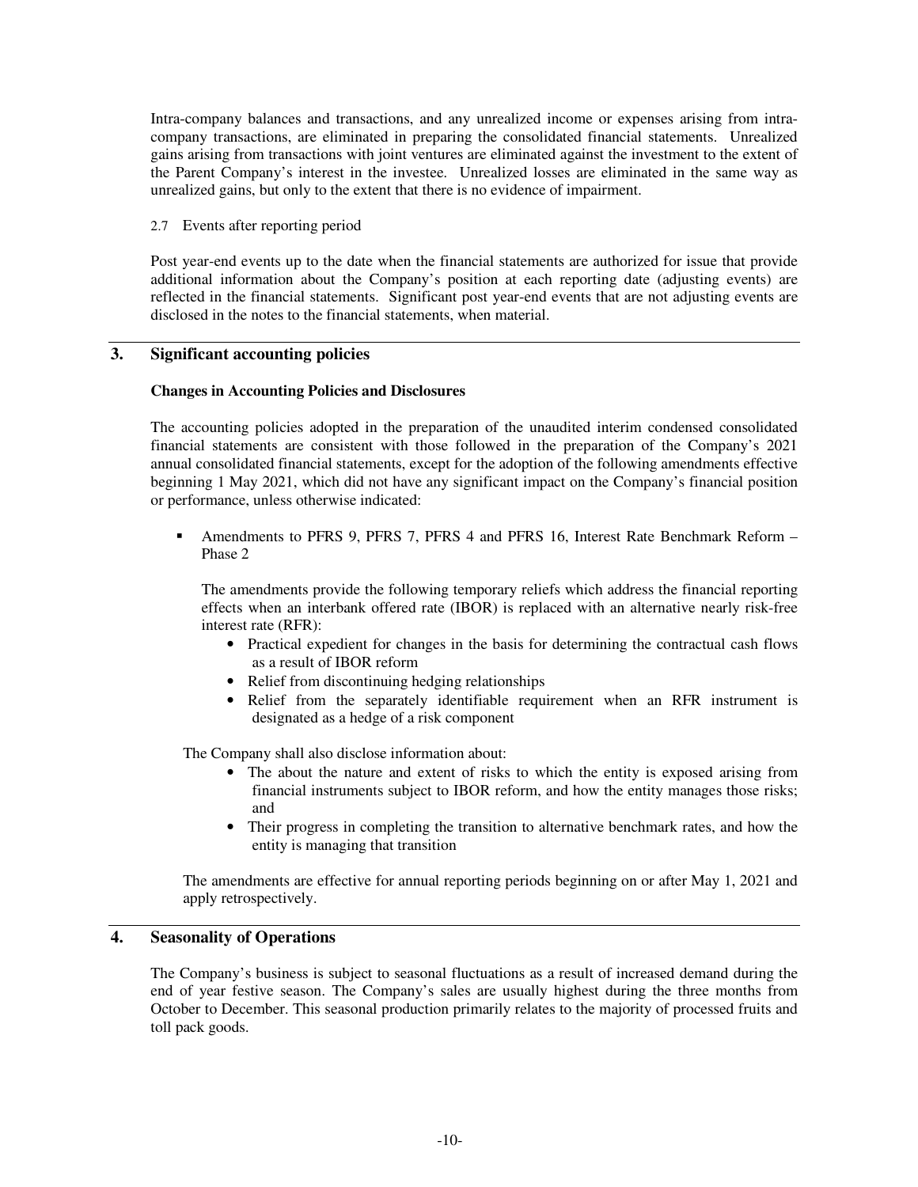Intra-company balances and transactions, and any unrealized income or expenses arising from intra-company transactions, are eliminated in preparing the consolidated financial statements. Unrealized gains arising from transactions with joint ventures are eliminated against the investment to the extent of the Parent Company's interest in the investee. Unrealized losses are eliminated in the same way as unrealized gains, but only to the extent that there is no evidence of impairment.

2.7 Events after reporting period

Post year-end events up to the date when the financial statements are authorized for issue that provide additional information about the Company's position at each reporting date (adjusting events) are reflected in the financial statements. Significant post year-end events that are not adjusting events are disclosed in the notes to the financial statements, when material.

## 3. Significant accounting policies

**Changes in Accounting Policies and Disclosures**

The accounting policies adopted in the preparation of the unaudited interim condensed consolidated financial statements are consistent with those followed in the preparation of the Company's 2021 annual consolidated financial statements, except for the adoption of the following amendments effective beginning 1 May 2021, which did not have any significant impact on the Company's financial position or performance, unless otherwise indicated:

- Amendments to PFRS 9, PFRS 7, PFRS 4 and PFRS 16, Interest Rate Benchmark Reform – Phase 2

  The amendments provide the following temporary reliefs which address the financial reporting effects when an interbank offered rate (IBOR) is replaced with an alternative nearly risk-free interest rate (RFR):
    - Practical expedient for changes in the basis for determining the contractual cash flows as a result of IBOR reform
    - Relief from discontinuing hedging relationships
    - Relief from the separately identifiable requirement when an RFR instrument is designated as a hedge of a risk component

  The Company shall also disclose information about:
    - The about the nature and extent of risks to which the entity is exposed arising from financial instruments subject to IBOR reform, and how the entity manages those risks; and
    - Their progress in completing the transition to alternative benchmark rates, and how the entity is managing that transition

  The amendments are effective for annual reporting periods beginning on or after May 1, 2021 and apply retrospectively.

## 4. Seasonality of Operations

The Company's business is subject to seasonal fluctuations as a result of increased demand during the end of year festive season. The Company's sales are usually highest during the three months from October to December. This seasonal production primarily relates to the majority of processed fruits and toll pack goods.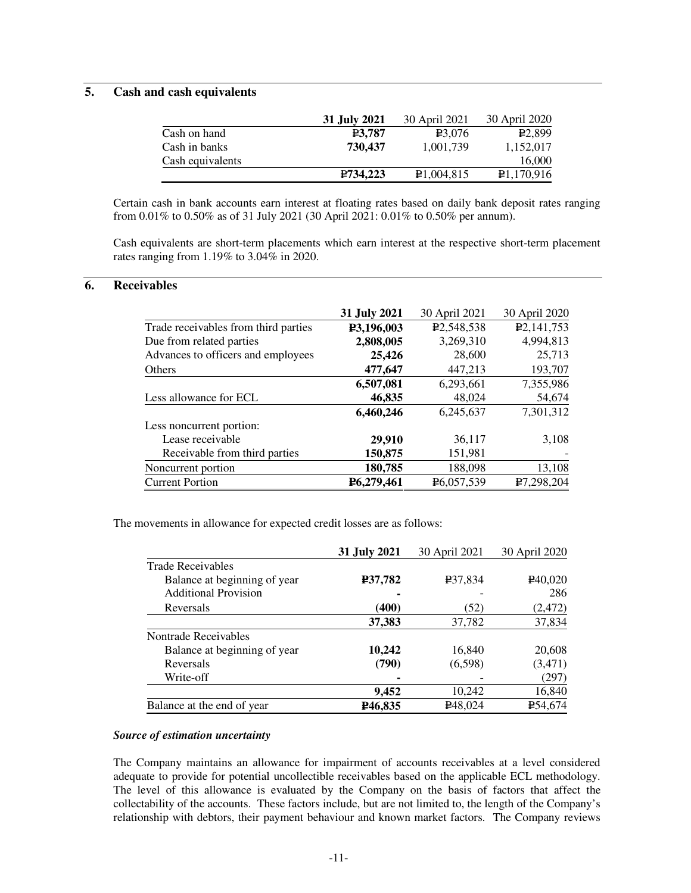## 5. Cash and cash equivalents

| | **31 July 2021** | 30 April 2021 | 30 April 2020 |
|---|---|---|---|
| Cash on hand | **₱3,787** | ₱3,076 | ₱2,899 |
| Cash in banks | **730,437** | 1,001,739 | 1,152,017 |
| Cash equivalents | | | 16,000 |
| | **₱734,223** | ₱1,004,815 | ₱1,170,916 |

Certain cash in bank accounts earn interest at floating rates based on daily bank deposit rates ranging from 0.01% to 0.50% as of 31 July 2021 (30 April 2021: 0.01% to 0.50% per annum).

Cash equivalents are short-term placements which earn interest at the respective short-term placement rates ranging from 1.19% to 3.04% in 2020.

## 6. Receivables

| | **31 July 2021** | 30 April 2021 | 30 April 2020 |
|---|---|---|---|
| Trade receivables from third parties | **₱3,196,003** | ₱2,548,538 | ₱2,141,753 |
| Due from related parties | **2,808,005** | 3,269,310 | 4,994,813 |
| Advances to officers and employees | **25,426** | 28,600 | 25,713 |
| Others | **477,647** | 447,213 | 193,707 |
| | **6,507,081** | 6,293,661 | 7,355,986 |
| Less allowance for ECL | **46,835** | 48,024 | 54,674 |
| | **6,460,246** | 6,245,637 | 7,301,312 |
| Less noncurrent portion: | | | |
| Lease receivable | **29,910** | 36,117 | 3,108 |
| Receivable from third parties | **150,875** | 151,981 | - |
| Noncurrent portion | **180,785** | 188,098 | 13,108 |
| Current Portion | **₱6,279,461** | ₱6,057,539 | ₱7,298,204 |

The movements in allowance for expected credit losses are as follows:

| | **31 July 2021** | 30 April 2021 | 30 April 2020 |
|---|---|---|---|
| Trade Receivables | | | |
| Balance at beginning of year | **₱37,782** | ₱37,834 | ₱40,020 |
| Additional Provision | **-** | - | 286 |
| Reversals | **(400)** | (52) | (2,472) |
| | **37,383** | 37,782 | 37,834 |
| Nontrade Receivables | | | |
| Balance at beginning of year | **10,242** | 16,840 | 20,608 |
| Reversals | **(790)** | (6,598) | (3,471) |
| Write-off | **-** | - | (297) |
| | **9,452** | 10,242 | 16,840 |
| Balance at the end of year | **₱46,835** | ₱48,024 | ₱54,674 |

***Source of estimation uncertainty***

The Company maintains an allowance for impairment of accounts receivables at a level considered adequate to provide for potential uncollectible receivables based on the applicable ECL methodology. The level of this allowance is evaluated by the Company on the basis of factors that affect the collectability of the accounts. These factors include, but are not limited to, the length of the Company's relationship with debtors, their payment behaviour and known market factors. The Company reviews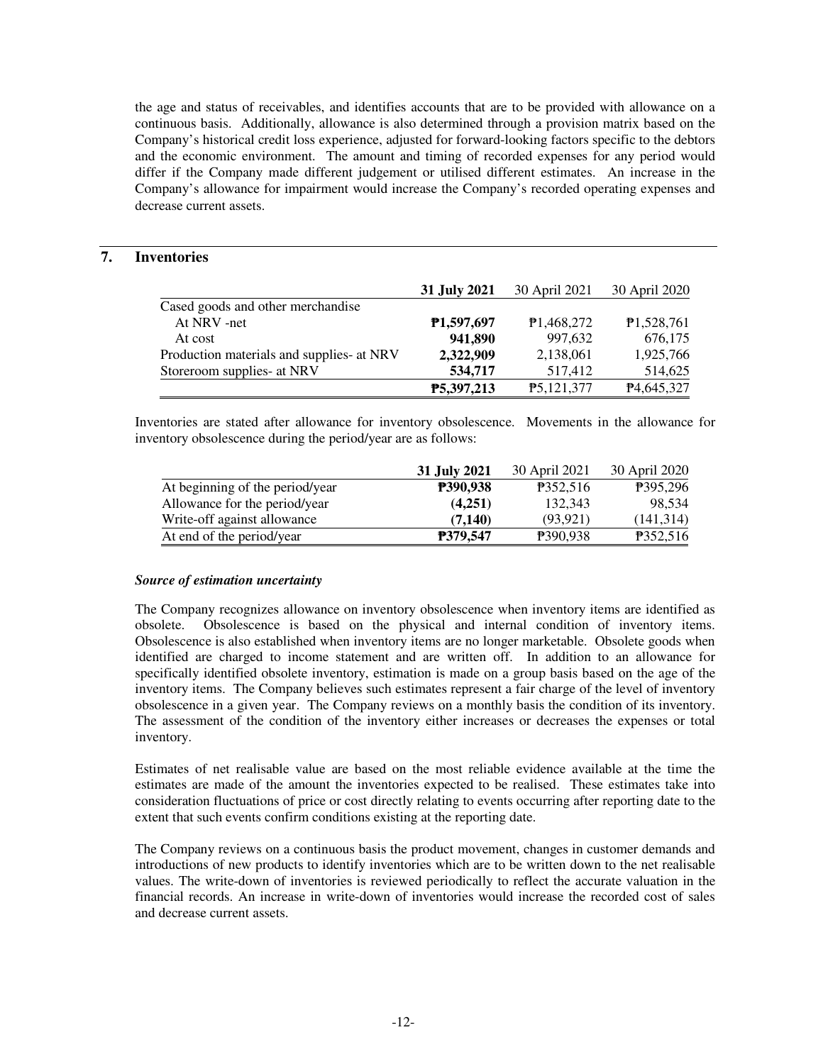the age and status of receivables, and identifies accounts that are to be provided with allowance on a continuous basis. Additionally, allowance is also determined through a provision matrix based on the Company's historical credit loss experience, adjusted for forward-looking factors specific to the debtors and the economic environment. The amount and timing of recorded expenses for any period would differ if the Company made different judgement or utilised different estimates. An increase in the Company's allowance for impairment would increase the Company's recorded operating expenses and decrease current assets.

## 7. Inventories

| | **31 July 2021** | 30 April 2021 | 30 April 2020 |
|---|---|---|---|
| Cased goods and other merchandise | | | |
| At NRV -net | **₱1,597,697** | ₱1,468,272 | ₱1,528,761 |
| At cost | **941,890** | 997,632 | 676,175 |
| Production materials and supplies- at NRV | **2,322,909** | 2,138,061 | 1,925,766 |
| Storeroom supplies- at NRV | **534,717** | 517,412 | 514,625 |
| | **₱5,397,213** | ₱5,121,377 | ₱4,645,327 |

Inventories are stated after allowance for inventory obsolescence. Movements in the allowance for inventory obsolescence during the period/year are as follows:

| | **31 July 2021** | 30 April 2021 | 30 April 2020 |
|---|---|---|---|
| At beginning of the period/year | **₱390,938** | ₱352,516 | ₱395,296 |
| Allowance for the period/year | **(4,251)** | 132,343 | 98,534 |
| Write-off against allowance | **(7,140)** | (93,921) | (141,314) |
| At end of the period/year | **₱379,547** | ₱390,938 | ₱352,516 |

***Source of estimation uncertainty***

The Company recognizes allowance on inventory obsolescence when inventory items are identified as obsolete. Obsolescence is based on the physical and internal condition of inventory items. Obsolescence is also established when inventory items are no longer marketable. Obsolete goods when identified are charged to income statement and are written off. In addition to an allowance for specifically identified obsolete inventory, estimation is made on a group basis based on the age of the inventory items. The Company believes such estimates represent a fair charge of the level of inventory obsolescence in a given year. The Company reviews on a monthly basis the condition of its inventory. The assessment of the condition of the inventory either increases or decreases the expenses or total inventory.

Estimates of net realisable value are based on the most reliable evidence available at the time the estimates are made of the amount the inventories expected to be realised. These estimates take into consideration fluctuations of price or cost directly relating to events occurring after reporting date to the extent that such events confirm conditions existing at the reporting date.

The Company reviews on a continuous basis the product movement, changes in customer demands and introductions of new products to identify inventories which are to be written down to the net realisable values. The write-down of inventories is reviewed periodically to reflect the accurate valuation in the financial records. An increase in write-down of inventories would increase the recorded cost of sales and decrease current assets.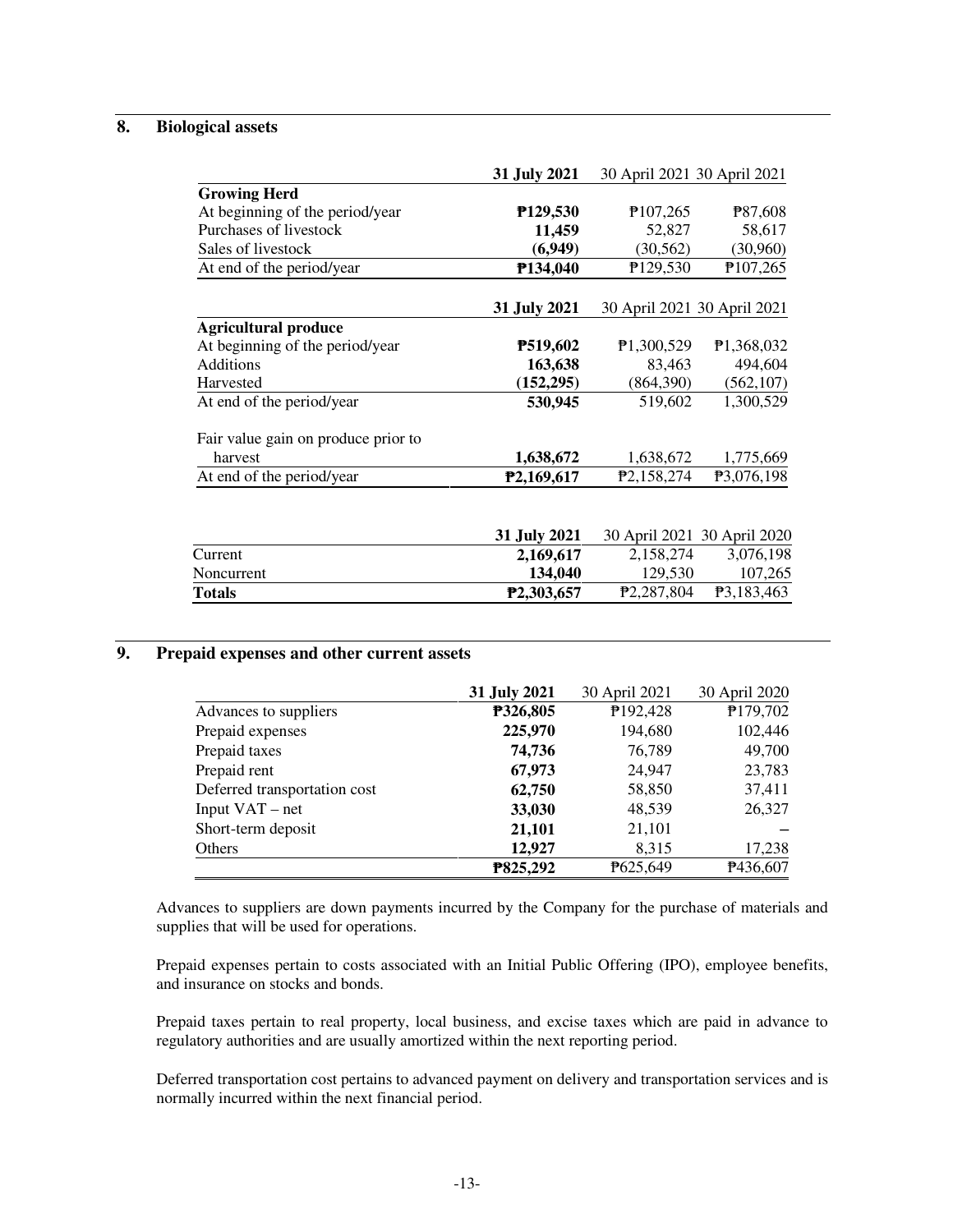## 8. Biological assets

| | 31 July 2021 | 30 April 2021 | 30 April 2021 |
|---|---|---|---|
| **Growing Herd** | | | |
| At beginning of the period/year | **₱129,530** | ₱107,265 | ₱87,608 |
| Purchases of livestock | **11,459** | 52,827 | 58,617 |
| Sales of livestock | **(6,949)** | (30,562) | (30,960) |
| At end of the period/year | **₱134,040** | ₱129,530 | ₱107,265 |

| | 31 July 2021 | 30 April 2021 | 30 April 2021 |
|---|---|---|---|
| **Agricultural produce** | | | |
| At beginning of the period/year | **₱519,602** | ₱1,300,529 | ₱1,368,032 |
| Additions | **163,638** | 83,463 | 494,604 |
| Harvested | **(152,295)** | (864,390) | (562,107) |
| At end of the period/year | **530,945** | 519,602 | 1,300,529 |
| Fair value gain on produce prior to harvest | **1,638,672** | 1,638,672 | 1,775,669 |
| At end of the period/year | **₱2,169,617** | ₱2,158,274 | ₱3,076,198 |

| | 31 July 2021 | 30 April 2021 | 30 April 2020 |
|---|---|---|---|
| Current | **2,169,617** | 2,158,274 | 3,076,198 |
| Noncurrent | **134,040** | 129,530 | 107,265 |
| **Totals** | **₱2,303,657** | ₱2,287,804 | ₱3,183,463 |

## 9. Prepaid expenses and other current assets

| | 31 July 2021 | 30 April 2021 | 30 April 2020 |
|---|---|---|---|
| Advances to suppliers | **₱326,805** | ₱192,428 | ₱179,702 |
| Prepaid expenses | **225,970** | 194,680 | 102,446 |
| Prepaid taxes | **74,736** | 76,789 | 49,700 |
| Prepaid rent | **67,973** | 24,947 | 23,783 |
| Deferred transportation cost | **62,750** | 58,850 | 37,411 |
| Input VAT – net | **33,030** | 48,539 | 26,327 |
| Short-term deposit | **21,101** | 21,101 | – |
| Others | **12,927** | 8,315 | 17,238 |
| | **₱825,292** | ₱625,649 | ₱436,607 |

Advances to suppliers are down payments incurred by the Company for the purchase of materials and supplies that will be used for operations.

Prepaid expenses pertain to costs associated with an Initial Public Offering (IPO), employee benefits, and insurance on stocks and bonds.

Prepaid taxes pertain to real property, local business, and excise taxes which are paid in advance to regulatory authorities and are usually amortized within the next reporting period.

Deferred transportation cost pertains to advanced payment on delivery and transportation services and is normally incurred within the next financial period.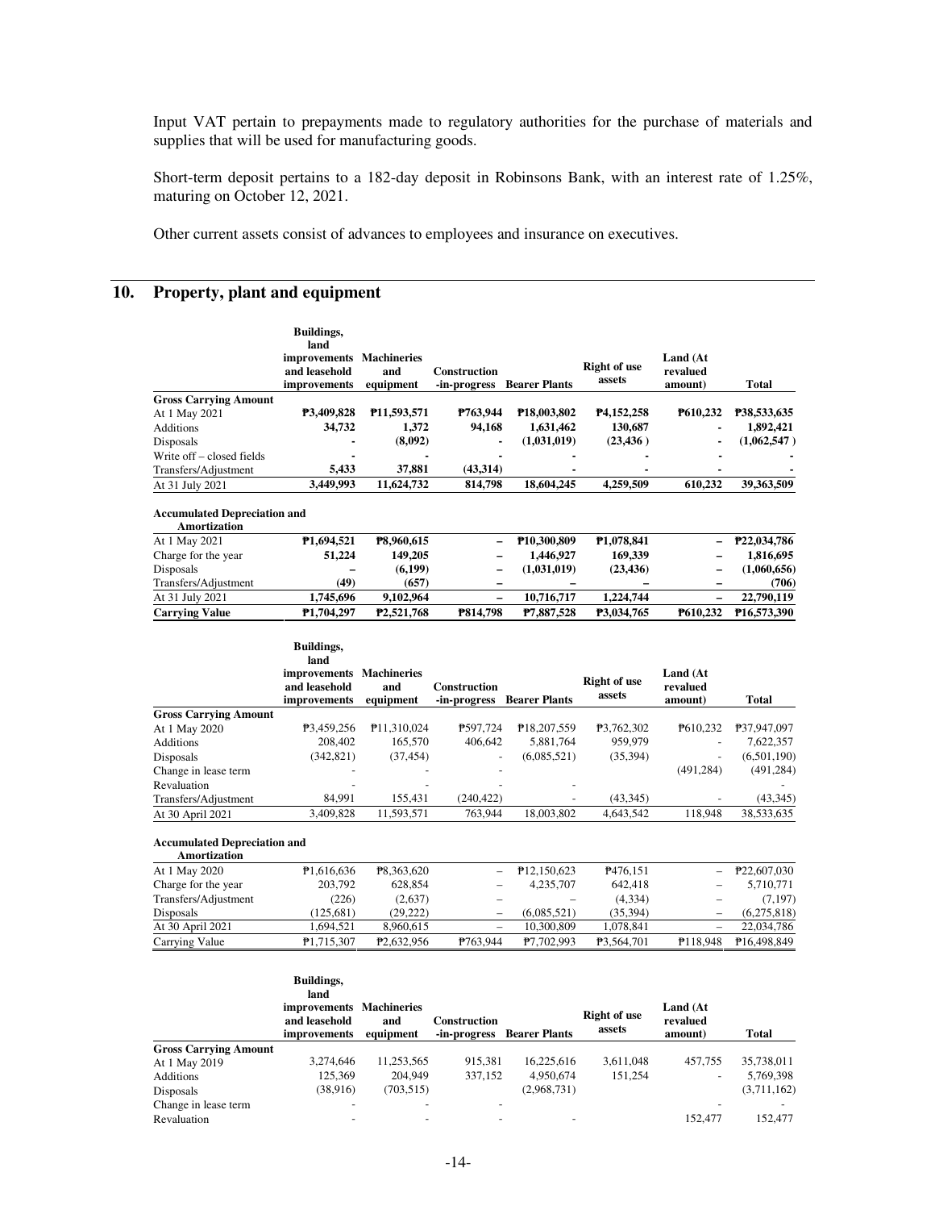Input VAT pertain to prepayments made to regulatory authorities for the purchase of materials and supplies that will be used for manufacturing goods.

Short-term deposit pertains to a 182-day deposit in Robinsons Bank, with an interest rate of 1.25%, maturing on October 12, 2021.

Other current assets consist of advances to employees and insurance on executives.

## 10. Property, plant and equipment

| | Buildings, land improvements and leasehold improvements | Machineries and equipment | Construction -in-progress | Bearer Plants | Right of use assets | Land (At revalued amount) | Total |
|---|---|---|---|---|---|---|---|
| **Gross Carrying Amount** | | | | | | | |
| At 1 May 2021 | **₱3,409,828** | **₱11,593,571** | **₱763,944** | **₱18,003,802** | **₱4,152,258** | **₱610,232** | **₱38,533,635** |
| Additions | **34,732** | **1,372** | **94,168** | **1,631,462** | **130,687** | **-** | **1,892,421** |
| Disposals | **-** | **(8,092)** | **-** | **(1,031,019)** | **(23,436 )** | **-** | **(1,062,547 )** |
| Write off – closed fields | **-** | **-** | **-** | **-** | **-** | **-** | **-** |
| Transfers/Adjustment | **5,433** | **37,881** | **(43,314)** | **-** | **-** | **-** | **-** |
| At 31 July 2021 | **3,449,993** | **11,624,732** | **814,798** | **18,604,245** | **4,259,509** | **610,232** | **39,363,509** |
| **Accumulated Depreciation and Amortization** | | | | | | | |
| At 1 May 2021 | **₱1,694,521** | **₱8,960,615** | **–** | **₱10,300,809** | **₱1,078,841** | **–** | **₱22,034,786** |
| Charge for the year | **51,224** | **149,205** | **–** | **1,446,927** | **169,339** | **–** | **1,816,695** |
| Disposals | **–** | **(6,199)** | **–** | **(1,031,019)** | **(23,436)** | **–** | **(1,060,656)** |
| Transfers/Adjustment | **(49)** | **(657)** | **–** | **–** | **–** | **–** | **(706)** |
| At 31 July 2021 | **1,745,696** | **9,102,964** | **–** | **10,716,717** | **1,224,744** | **–** | **22,790,119** |
| **Carrying Value** | **₱1,704,297** | **₱2,521,768** | **₱814,798** | **₱7,887,528** | **₱3,034,765** | **₱610,232** | **₱16,573,390** |

| | Buildings, land improvements and leasehold improvements | Machineries and equipment | Construction -in-progress | Bearer Plants | Right of use assets | Land (At revalued amount) | Total |
|---|---|---|---|---|---|---|---|
| **Gross Carrying Amount** | | | | | | | |
| At 1 May 2020 | ₱3,459,256 | ₱11,310,024 | ₱597,724 | ₱18,207,559 | ₱3,762,302 | ₱610,232 | ₱37,947,097 |
| Additions | 208,402 | 165,570 | 406,642 | 5,881,764 | 959,979 | - | 7,622,357 |
| Disposals | (342,821) | (37,454) | - | (6,085,521) | (35,394) | - | (6,501,190) |
| Change in lease term | - | - | - | - | | (491,284) | (491,284) |
| Revaluation | - | - | - | - | | | - |
| Transfers/Adjustment | 84,991 | 155,431 | (240,422) | - | (43,345) | - | (43,345) |
| At 30 April 2021 | 3,409,828 | 11,593,571 | 763,944 | 18,003,802 | 4,643,542 | 118,948 | 38,533,635 |
| **Accumulated Depreciation and Amortization** | | | | | | | |
| At 1 May 2020 | ₱1,616,636 | ₱8,363,620 | – | ₱12,150,623 | ₱476,151 | – | ₱22,607,030 |
| Charge for the year | 203,792 | 628,854 | – | 4,235,707 | 642,418 | – | 5,710,771 |
| Transfers/Adjustment | (226) | (2,637) | – | – | (4,334) | – | (7,197) |
| Disposals | (125,681) | (29,222) | – | (6,085,521) | (35,394) | – | (6,275,818) |
| At 30 April 2021 | 1,694,521 | 8,960,615 | – | 10,300,809 | 1,078,841 | – | 22,034,786 |
| Carrying Value | ₱1,715,307 | ₱2,632,956 | ₱763,944 | ₱7,702,993 | ₱3,564,701 | ₱118,948 | ₱16,498,849 |

| | Buildings, land improvements and leasehold improvements | Machineries and equipment | Construction -in-progress | Bearer Plants | Right of use assets | Land (At revalued amount) | Total |
|---|---|---|---|---|---|---|---|
| **Gross Carrying Amount** | | | | | | | |
| At 1 May 2019 | 3,274,646 | 11,253,565 | 915,381 | 16,225,616 | 3,611,048 | 457,755 | 35,738,011 |
| Additions | 125,369 | 204,949 | 337,152 | 4,950,674 | 151,254 | - | 5,769,398 |
| Disposals | (38,916) | (703,515) | | (2,968,731) | | | (3,711,162) |
| Change in lease term | - | - | - | | | - | - |
| Revaluation | - | - | - | - | | 152,477 | 152,477 |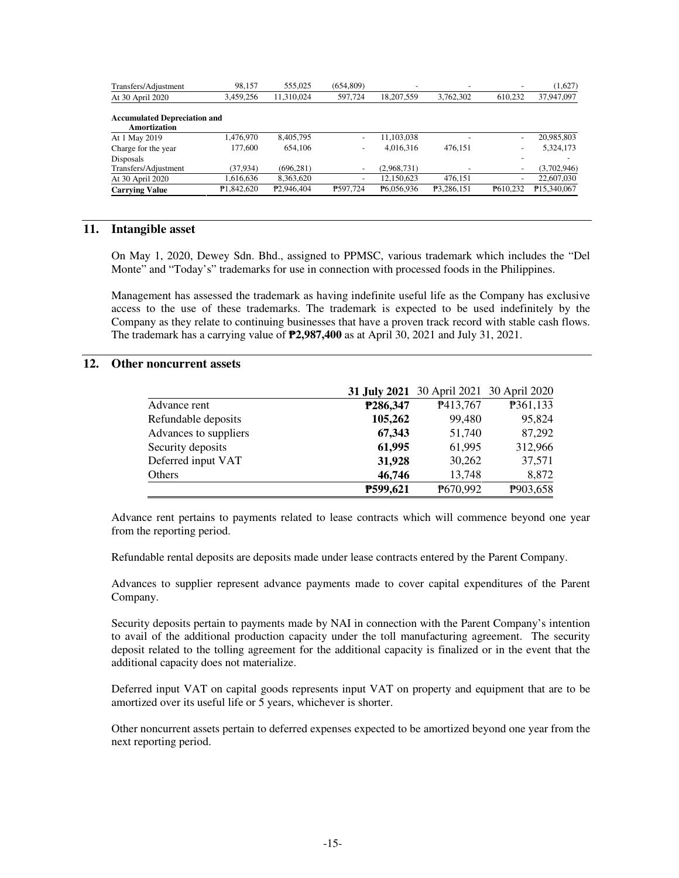| | | | | | | | |
|---|---|---|---|---|---|---|---|
| Transfers/Adjustment | 98,157 | 555,025 | (654,809) | - | - | - | (1,627) |
| At 30 April 2020 | 3,459,256 | 11,310,024 | 597,724 | 18,207,559 | 3,762,302 | 610,232 | 37,947,097 |
| **Accumulated Depreciation and Amortization** | | | | | | | |
| At 1 May 2019 | 1,476,970 | 8,405,795 | - | 11,103,038 | - | - | 20,985,803 |
| Charge for the year | 177,600 | 654,106 | - | 4,016,316 | 476,151 | - | 5,324,173 |
| Disposals | | | | | | - | - |
| Transfers/Adjustment | (37,934) | (696,281) | - | (2,968,731) | - | - | (3,702,946) |
| At 30 April 2020 | 1,616,636 | 8,363,620 | - | 12,150,623 | 476,151 | - | 22,607,030 |
| **Carrying Value** | ₱1,842,620 | ₱2,946,404 | ₱597,724 | ₱6,056,936 | ₱3,286,151 | ₱610,232 | ₱15,340,067 |

## 11. Intangible asset

On May 1, 2020, Dewey Sdn. Bhd., assigned to PPMSC, various trademark which includes the "Del Monte" and "Today's" trademarks for use in connection with processed foods in the Philippines.

Management has assessed the trademark as having indefinite useful life as the Company has exclusive access to the use of these trademarks. The trademark is expected to be used indefinitely by the Company as they relate to continuing businesses that have a proven track record with stable cash flows. The trademark has a carrying value of **₱2,987,400** as at April 30, 2021 and July 31, 2021.

## 12. Other noncurrent assets

| | **31 July 2021** | 30 April 2021 | 30 April 2020 |
|---|---|---|---|
| Advance rent | **₱286,347** | ₱413,767 | ₱361,133 |
| Refundable deposits | **105,262** | 99,480 | 95,824 |
| Advances to suppliers | **67,343** | 51,740 | 87,292 |
| Security deposits | **61,995** | 61,995 | 312,966 |
| Deferred input VAT | **31,928** | 30,262 | 37,571 |
| Others | **46,746** | 13,748 | 8,872 |
| | **₱599,621** | ₱670,992 | ₱903,658 |

Advance rent pertains to payments related to lease contracts which will commence beyond one year from the reporting period.

Refundable rental deposits are deposits made under lease contracts entered by the Parent Company.

Advances to supplier represent advance payments made to cover capital expenditures of the Parent Company.

Security deposits pertain to payments made by NAI in connection with the Parent Company's intention to avail of the additional production capacity under the toll manufacturing agreement. The security deposit related to the tolling agreement for the additional capacity is finalized or in the event that the additional capacity does not materialize.

Deferred input VAT on capital goods represents input VAT on property and equipment that are to be amortized over its useful life or 5 years, whichever is shorter.

Other noncurrent assets pertain to deferred expenses expected to be amortized beyond one year from the next reporting period.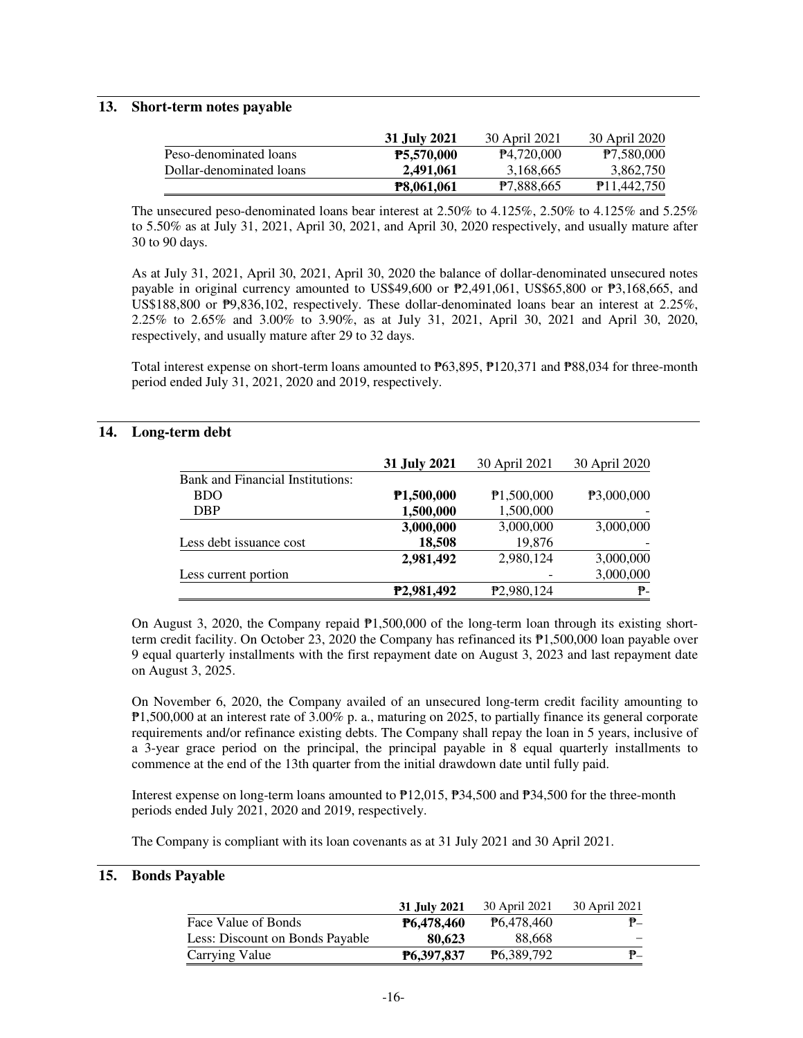## 13. Short-term notes payable

| | **31 July 2021** | 30 April 2021 | 30 April 2020 |
|---|---|---|---|
| Peso-denominated loans | **₱5,570,000** | ₱4,720,000 | ₱7,580,000 |
| Dollar-denominated loans | **2,491,061** | 3,168,665 | 3,862,750 |
| | **₱8,061,061** | ₱7,888,665 | ₱11,442,750 |

The unsecured peso-denominated loans bear interest at 2.50% to 4.125%, 2.50% to 4.125% and 5.25% to 5.50% as at July 31, 2021, April 30, 2021, and April 30, 2020 respectively, and usually mature after 30 to 90 days.

As at July 31, 2021, April 30, 2021, April 30, 2020 the balance of dollar-denominated unsecured notes payable in original currency amounted to US$49,600 or ₱2,491,061, US$65,800 or ₱3,168,665, and US$188,800 or ₱9,836,102, respectively. These dollar-denominated loans bear an interest at 2.25%, 2.25% to 2.65% and 3.00% to 3.90%, as at July 31, 2021, April 30, 2021 and April 30, 2020, respectively, and usually mature after 29 to 32 days.

Total interest expense on short-term loans amounted to ₱63,895, ₱120,371 and ₱88,034 for three-month period ended July 31, 2021, 2020 and 2019, respectively.

## 14. Long-term debt

| | **31 July 2021** | 30 April 2021 | 30 April 2020 |
|---|---|---|---|
| Bank and Financial Institutions: | | | |
| BDO | **₱1,500,000** | ₱1,500,000 | ₱3,000,000 |
| DBP | **1,500,000** | 1,500,000 | - |
| | **3,000,000** | 3,000,000 | 3,000,000 |
| Less debt issuance cost | **18,508** | 19,876 | - |
| | **2,981,492** | 2,980,124 | 3,000,000 |
| Less current portion | | - | 3,000,000 |
| | **₱2,981,492** | ₱2,980,124 | ₱- |

On August 3, 2020, the Company repaid ₱1,500,000 of the long-term loan through its existing short-term credit facility. On October 23, 2020 the Company has refinanced its ₱1,500,000 loan payable over 9 equal quarterly installments with the first repayment date on August 3, 2023 and last repayment date on August 3, 2025.

On November 6, 2020, the Company availed of an unsecured long-term credit facility amounting to ₱1,500,000 at an interest rate of 3.00% p. a., maturing on 2025, to partially finance its general corporate requirements and/or refinance existing debts. The Company shall repay the loan in 5 years, inclusive of a 3-year grace period on the principal, the principal payable in 8 equal quarterly installments to commence at the end of the 13th quarter from the initial drawdown date until fully paid.

Interest expense on long-term loans amounted to ₱12,015, ₱34,500 and ₱34,500 for the three-month periods ended July 2021, 2020 and 2019, respectively.

The Company is compliant with its loan covenants as at 31 July 2021 and 30 April 2021.

## 15. Bonds Payable

| | **31 July 2021** | 30 April 2021 | 30 April 2021 |
|---|---|---|---|
| Face Value of Bonds | **₱6,478,460** | ₱6,478,460 | ₱– |
| Less: Discount on Bonds Payable | **80,623** | 88,668 | – |
| Carrying Value | **₱6,397,837** | ₱6,389,792 | ₱– |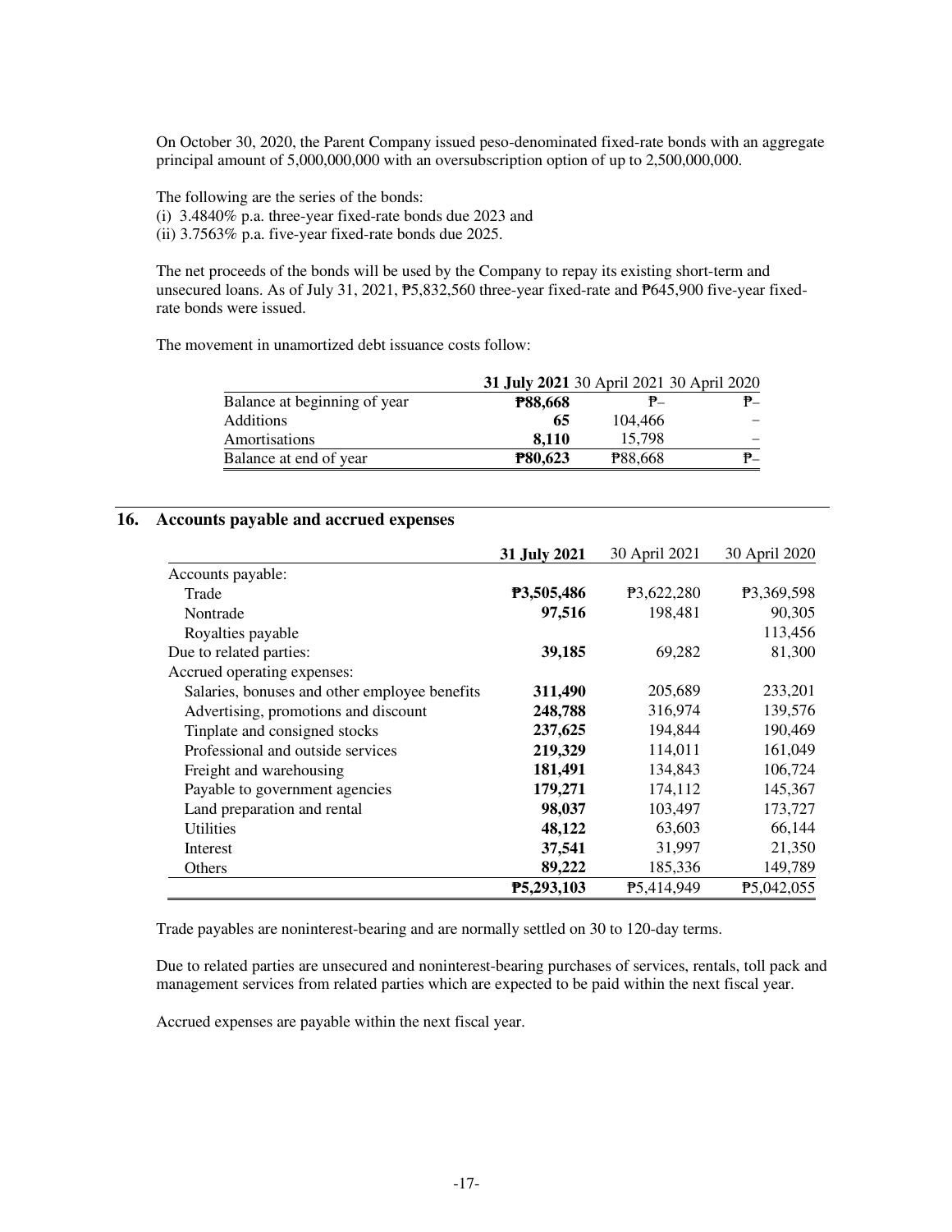On October 30, 2020, the Parent Company issued peso-denominated fixed-rate bonds with an aggregate principal amount of 5,000,000,000 with an oversubscription option of up to 2,500,000,000.

The following are the series of the bonds:
(i) 3.4840% p.a. three-year fixed-rate bonds due 2023 and
(ii) 3.7563% p.a. five-year fixed-rate bonds due 2025.

The net proceeds of the bonds will be used by the Company to repay its existing short-term and unsecured loans. As of July 31, 2021, ₱5,832,560 three-year fixed-rate and ₱645,900 five-year fixed-rate bonds were issued.

The movement in unamortized debt issuance costs follow:

| | **31 July 2021** | 30 April 2021 | 30 April 2020 |
|---|---|---|---|
| Balance at beginning of year | **₱88,668** | ₱– | ₱– |
| Additions | **65** | 104,466 | – |
| Amortisations | **8,110** | 15,798 | – |
| Balance at end of year | **₱80,623** | ₱88,668 | ₱– |

## 16. Accounts payable and accrued expenses

| | **31 July 2021** | 30 April 2021 | 30 April 2020 |
|---|---|---|---|
| Accounts payable: | | | |
| Trade | **₱3,505,486** | ₱3,622,280 | ₱3,369,598 |
| Nontrade | **97,516** | 198,481 | 90,305 |
| Royalties payable | | | 113,456 |
| Due to related parties: | **39,185** | 69,282 | 81,300 |
| Accrued operating expenses: | | | |
| Salaries, bonuses and other employee benefits | **311,490** | 205,689 | 233,201 |
| Advertising, promotions and discount | **248,788** | 316,974 | 139,576 |
| Tinplate and consigned stocks | **237,625** | 194,844 | 190,469 |
| Professional and outside services | **219,329** | 114,011 | 161,049 |
| Freight and warehousing | **181,491** | 134,843 | 106,724 |
| Payable to government agencies | **179,271** | 174,112 | 145,367 |
| Land preparation and rental | **98,037** | 103,497 | 173,727 |
| Utilities | **48,122** | 63,603 | 66,144 |
| Interest | **37,541** | 31,997 | 21,350 |
| Others | **89,222** | 185,336 | 149,789 |
| | **₱5,293,103** | ₱5,414,949 | ₱5,042,055 |

Trade payables are noninterest-bearing and are normally settled on 30 to 120-day terms.

Due to related parties are unsecured and noninterest-bearing purchases of services, rentals, toll pack and management services from related parties which are expected to be paid within the next fiscal year.

Accrued expenses are payable within the next fiscal year.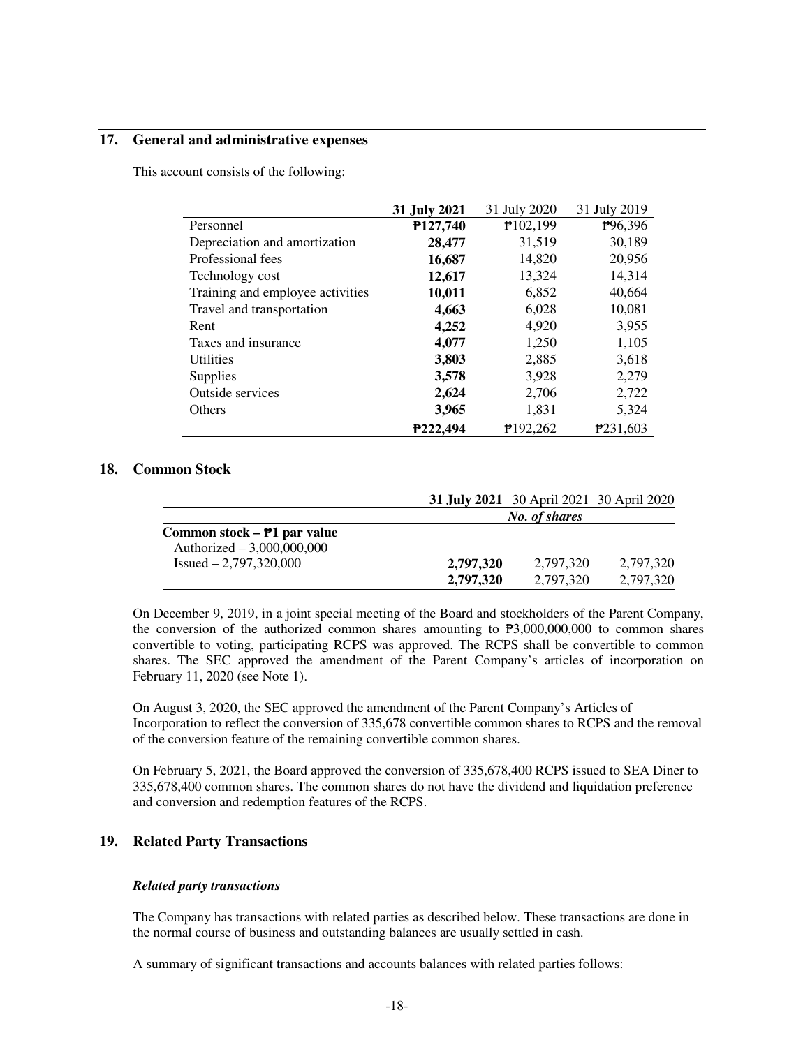## 17. General and administrative expenses

This account consists of the following:

| | **31 July 2021** | 31 July 2020 | 31 July 2019 |
|---|---|---|---|
| Personnel | **₱127,740** | ₱102,199 | ₱96,396 |
| Depreciation and amortization | **28,477** | 31,519 | 30,189 |
| Professional fees | **16,687** | 14,820 | 20,956 |
| Technology cost | **12,617** | 13,324 | 14,314 |
| Training and employee activities | **10,011** | 6,852 | 40,664 |
| Travel and transportation | **4,663** | 6,028 | 10,081 |
| Rent | **4,252** | 4,920 | 3,955 |
| Taxes and insurance | **4,077** | 1,250 | 1,105 |
| Utilities | **3,803** | 2,885 | 3,618 |
| Supplies | **3,578** | 3,928 | 2,279 |
| Outside services | **2,624** | 2,706 | 2,722 |
| Others | **3,965** | 1,831 | 5,324 |
| | **₱222,494** | ₱192,262 | ₱231,603 |

## 18. Common Stock

| | **31 July 2021** | 30 April 2021 | 30 April 2020 |
|---|---|---|---|
| | | *No. of shares* | |
| **Common stock – ₱1 par value** | | | |
| Authorized – 3,000,000,000 | | | |
| Issued – 2,797,320,000 | **2,797,320** | 2,797,320 | 2,797,320 |
| | **2,797,320** | 2,797,320 | 2,797,320 |

On December 9, 2019, in a joint special meeting of the Board and stockholders of the Parent Company, the conversion of the authorized common shares amounting to ₱3,000,000,000 to common shares convertible to voting, participating RCPS was approved. The RCPS shall be convertible to common shares. The SEC approved the amendment of the Parent Company's articles of incorporation on February 11, 2020 (see Note 1).

On August 3, 2020, the SEC approved the amendment of the Parent Company's Articles of Incorporation to reflect the conversion of 335,678 convertible common shares to RCPS and the removal of the conversion feature of the remaining convertible common shares.

On February 5, 2021, the Board approved the conversion of 335,678,400 RCPS issued to SEA Diner to 335,678,400 common shares. The common shares do not have the dividend and liquidation preference and conversion and redemption features of the RCPS.

## 19. Related Party Transactions

***Related party transactions***

The Company has transactions with related parties as described below. These transactions are done in the normal course of business and outstanding balances are usually settled in cash.

A summary of significant transactions and accounts balances with related parties follows: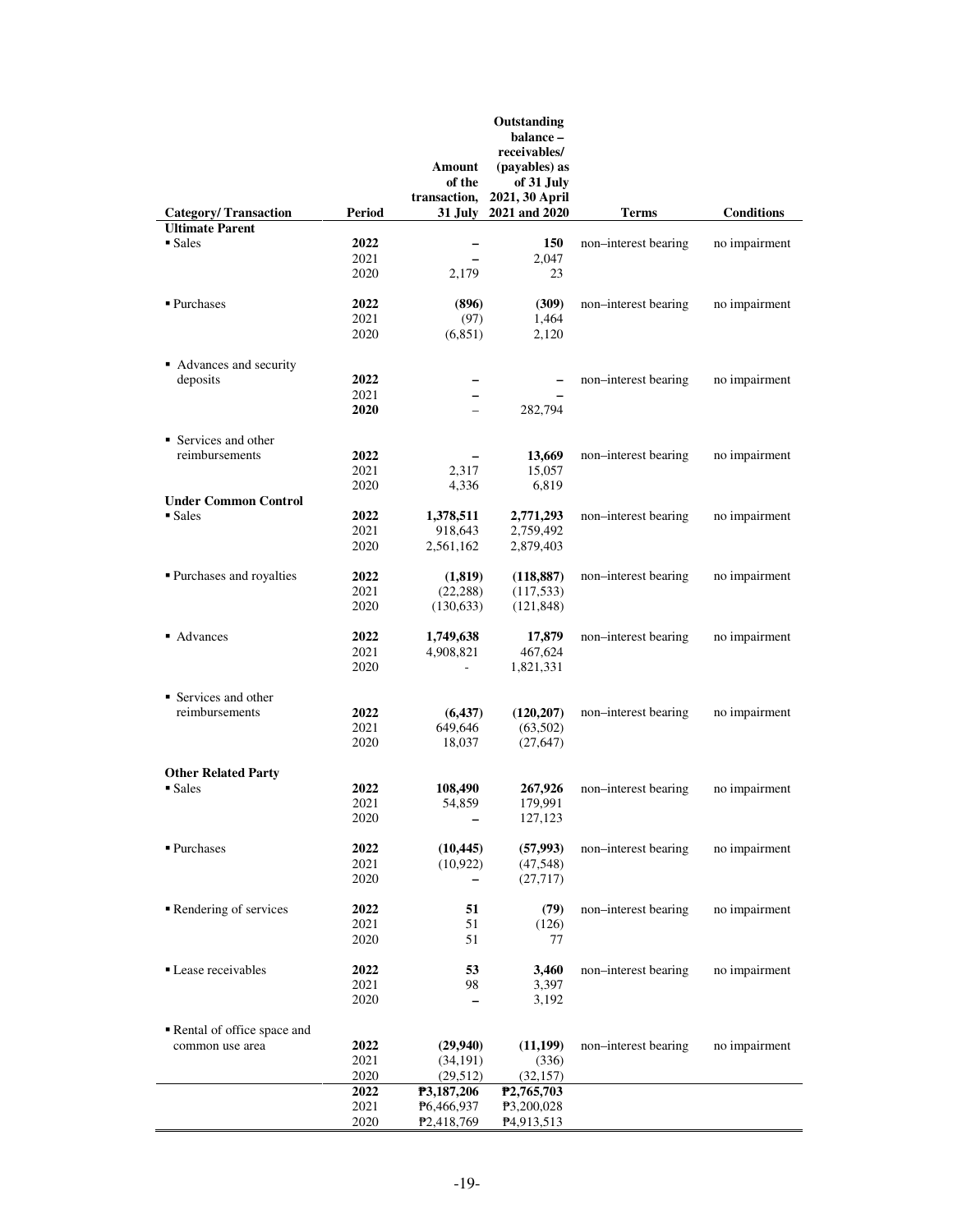| Category/ Transaction | Period | Amount of the transaction, 31 July | Outstanding balance – receivables/ (payables) as of 31 July 2021, 30 April 2021 and 2020 | Terms | Conditions |
|---|---|---|---|---|---|
| **Ultimate Parent** | | | | | |
| ▪ Sales | **2022** | **–** | **150** | non–interest bearing | no impairment |
| | 2021 | – | 2,047 | | |
| | 2020 | 2,179 | 23 | | |
| ▪ Purchases | **2022** | **(896)** | **(309)** | non–interest bearing | no impairment |
| | 2021 | (97) | 1,464 | | |
| | 2020 | (6,851) | 2,120 | | |
| ▪ Advances and security deposits | **2022** | **–** | **–** | non–interest bearing | no impairment |
| | 2021 | **–** | **–** | | |
| | **2020** | – | 282,794 | | |
| ▪ Services and other reimbursements | **2022** | **–** | **13,669** | non–interest bearing | no impairment |
| | 2021 | 2,317 | 15,057 | | |
| | 2020 | 4,336 | 6,819 | | |
| **Under Common Control** | | | | | |
| ▪ Sales | **2022** | **1,378,511** | **2,771,293** | non–interest bearing | no impairment |
| | 2021 | 918,643 | 2,759,492 | | |
| | 2020 | 2,561,162 | 2,879,403 | | |
| ▪ Purchases and royalties | **2022** | **(1,819)** | **(118,887)** | non–interest bearing | no impairment |
| | 2021 | (22,288) | (117,533) | | |
| | 2020 | (130,633) | (121,848) | | |
| ▪ Advances | **2022** | **1,749,638** | **17,879** | non–interest bearing | no impairment |
| | 2021 | 4,908,821 | 467,624 | | |
| | 2020 | - | 1,821,331 | | |
| ▪ Services and other reimbursements | **2022** | **(6,437)** | **(120,207)** | non–interest bearing | no impairment |
| | 2021 | 649,646 | (63,502) | | |
| | 2020 | 18,037 | (27,647) | | |
| **Other Related Party** | | | | | |
| ▪ Sales | **2022** | **108,490** | **267,926** | non–interest bearing | no impairment |
| | 2021 | 54,859 | 179,991 | | |
| | 2020 | – | 127,123 | | |
| ▪ Purchases | **2022** | **(10,445)** | **(57,993)** | non–interest bearing | no impairment |
| | 2021 | (10,922) | (47,548) | | |
| | 2020 | – | (27,717) | | |
| ▪ Rendering of services | **2022** | **51** | **(79)** | non–interest bearing | no impairment |
| | 2021 | 51 | (126) | | |
| | 2020 | 51 | 77 | | |
| ▪ Lease receivables | **2022** | **53** | **3,460** | non–interest bearing | no impairment |
| | 2021 | 98 | 3,397 | | |
| | 2020 | – | 3,192 | | |
| ▪ Rental of office space and common use area | **2022** | **(29,940)** | **(11,199)** | non–interest bearing | no impairment |
| | 2021 | (34,191) | (336) | | |
| | 2020 | (29,512) | (32,157) | | |
| | **2022** | **₱3,187,206** | **₱2,765,703** | | |
| | 2021 | ₱6,466,937 | ₱3,200,028 | | |
| | 2020 | ₱2,418,769 | ₱4,913,513 | | |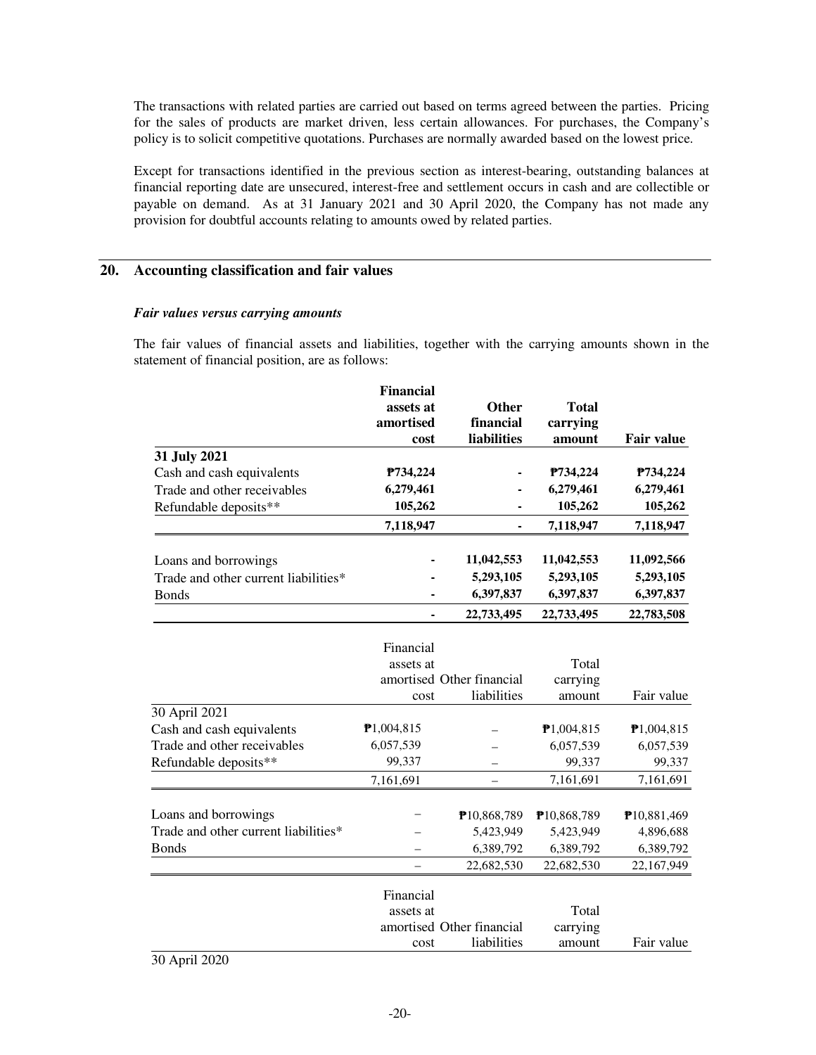The transactions with related parties are carried out based on terms agreed between the parties. Pricing for the sales of products are market driven, less certain allowances. For purchases, the Company's policy is to solicit competitive quotations. Purchases are normally awarded based on the lowest price.

Except for transactions identified in the previous section as interest-bearing, outstanding balances at financial reporting date are unsecured, interest-free and settlement occurs in cash and are collectible or payable on demand. As at 31 January 2021 and 30 April 2020, the Company has not made any provision for doubtful accounts relating to amounts owed by related parties.

## 20. Accounting classification and fair values

***Fair values versus carrying amounts***

The fair values of financial assets and liabilities, together with the carrying amounts shown in the statement of financial position, are as follows:

| | **Financial assets at amortised cost** | **Other financial liabilities** | **Total carrying amount** | **Fair value** |
|---|---|---|---|---|
| **31 July 2021** | | | | |
| Cash and cash equivalents | **₱734,224** | **-** | **₱734,224** | **₱734,224** |
| Trade and other receivables | **6,279,461** | **-** | **6,279,461** | **6,279,461** |
| Refundable deposits** | **105,262** | **-** | **105,262** | **105,262** |
| | **7,118,947** | **-** | **7,118,947** | **7,118,947** |
| Loans and borrowings | **-** | **11,042,553** | **11,042,553** | **11,092,566** |
| Trade and other current liabilities* | **-** | **5,293,105** | **5,293,105** | **5,293,105** |
| Bonds | **-** | **6,397,837** | **6,397,837** | **6,397,837** |
| | **-** | **22,733,495** | **22,733,495** | **22,783,508** |

| | Financial assets at amortised cost | Other financial liabilities | Total carrying amount | Fair value |
|---|---|---|---|---|
| 30 April 2021 | | | | |
| Cash and cash equivalents | ₱1,004,815 | – | ₱1,004,815 | ₱1,004,815 |
| Trade and other receivables | 6,057,539 | – | 6,057,539 | 6,057,539 |
| Refundable deposits** | 99,337 | – | 99,337 | 99,337 |
| | 7,161,691 | – | 7,161,691 | 7,161,691 |
| Loans and borrowings | – | ₱10,868,789 | ₱10,868,789 | ₱10,881,469 |
| Trade and other current liabilities* | – | 5,423,949 | 5,423,949 | 4,896,688 |
| Bonds | – | 6,389,792 | 6,389,792 | 6,389,792 |
| | – | 22,682,530 | 22,682,530 | 22,167,949 |

| | Financial assets at amortised cost | Other financial liabilities | Total carrying amount | Fair value |
|---|---|---|---|---|
| 30 April 2020 | | | | |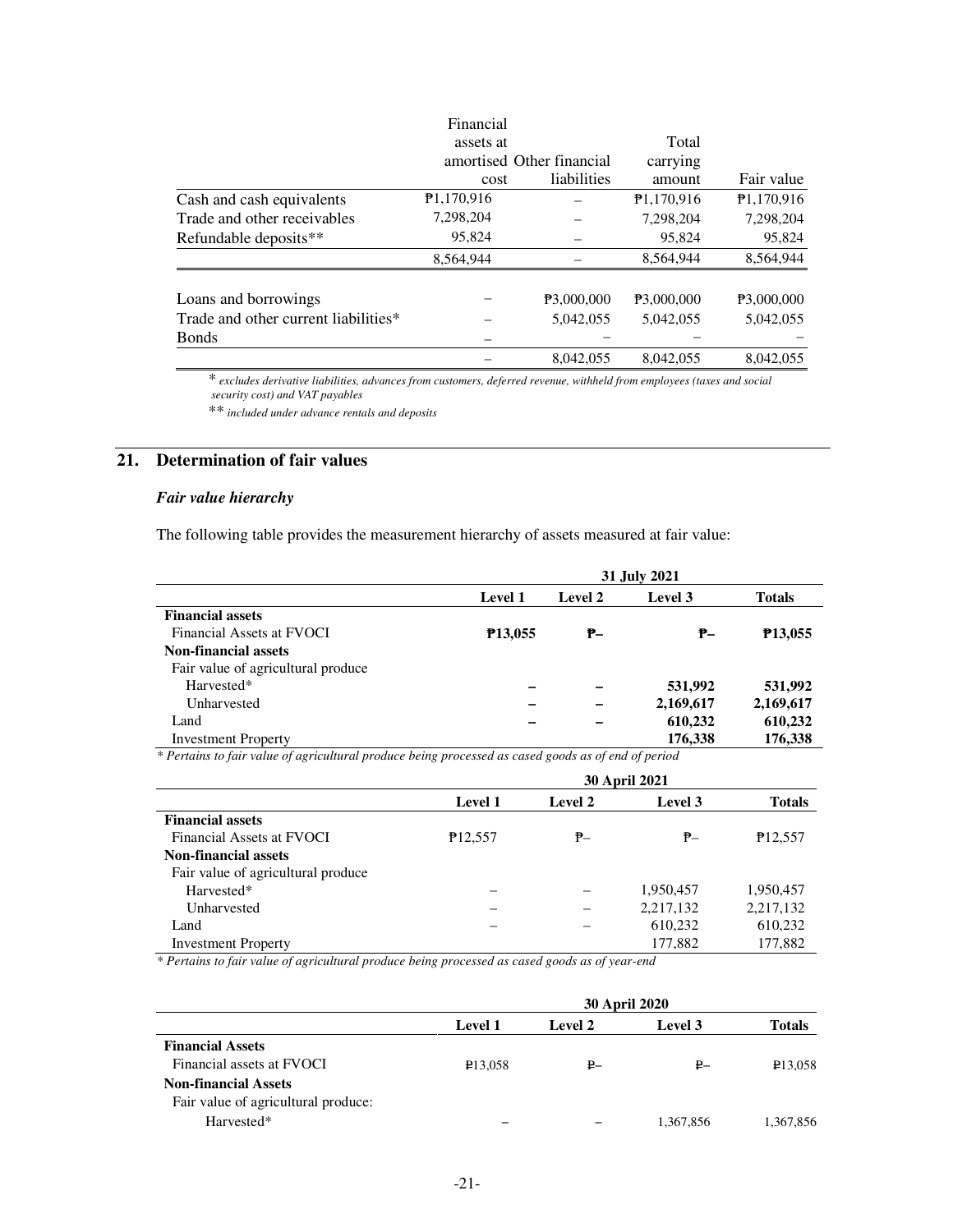| | Financial assets at amortised cost | Other financial liabilities | Total carrying amount | Fair value |
|---|---|---|---|---|
| Cash and cash equivalents | ₱1,170,916 | – | ₱1,170,916 | ₱1,170,916 |
| Trade and other receivables | 7,298,204 | – | 7,298,204 | 7,298,204 |
| Refundable deposits** | 95,824 | – | 95,824 | 95,824 |
| | 8,564,944 | – | 8,564,944 | 8,564,944 |
| | | | | |
| Loans and borrowings | – | ₱3,000,000 | ₱3,000,000 | ₱3,000,000 |
| Trade and other current liabilities* | – | 5,042,055 | 5,042,055 | 5,042,055 |
| Bonds | – | – | – | – |
| | – | 8,042,055 | 8,042,055 | 8,042,055 |

* *excludes derivative liabilities, advances from customers, deferred revenue, withheld from employees (taxes and social security cost) and VAT payables*

** *included under advance rentals and deposits*

## 21. Determination of fair values

### *Fair value hierarchy*

The following table provides the measurement hierarchy of assets measured at fair value:

| | 31 July 2021 | | | |
|---|---|---|---|---|
| | **Level 1** | **Level 2** | **Level 3** | **Totals** |
| **Financial assets** | | | | |
| Financial Assets at FVOCI | **₱13,055** | **₱–** | **₱–** | **₱13,055** |
| **Non-financial assets** | | | | |
| Fair value of agricultural produce | | | | |
| Harvested* | **–** | **–** | **531,992** | **531,992** |
| Unharvested | **–** | **–** | **2,169,617** | **2,169,617** |
| Land | **–** | **–** | **610,232** | **610,232** |
| Investment Property | | | **176,338** | **176,338** |

*\* Pertains to fair value of agricultural produce being processed as cased goods as of end of period*

| | 30 April 2021 | | | |
|---|---|---|---|---|
| | **Level 1** | **Level 2** | **Level 3** | **Totals** |
| **Financial assets** | | | | |
| Financial Assets at FVOCI | ₱12,557 | ₱– | ₱– | ₱12,557 |
| **Non-financial assets** | | | | |
| Fair value of agricultural produce | | | | |
| Harvested* | – | – | 1,950,457 | 1,950,457 |
| Unharvested | – | – | 2,217,132 | 2,217,132 |
| Land | – | – | 610,232 | 610,232 |
| Investment Property | | | 177,882 | 177,882 |

*\* Pertains to fair value of agricultural produce being processed as cased goods as of year-end*

| | 30 April 2020 | | | |
|---|---|---|---|---|
| | **Level 1** | **Level 2** | **Level 3** | **Totals** |
| **Financial Assets** | | | | |
| Financial assets at FVOCI | ₱13,058 | ₱– | ₱– | ₱13,058 |
| **Non-financial Assets** | | | | |
| Fair value of agricultural produce: | | | | |
| Harvested* | – | – | 1,367,856 | 1,367,856 |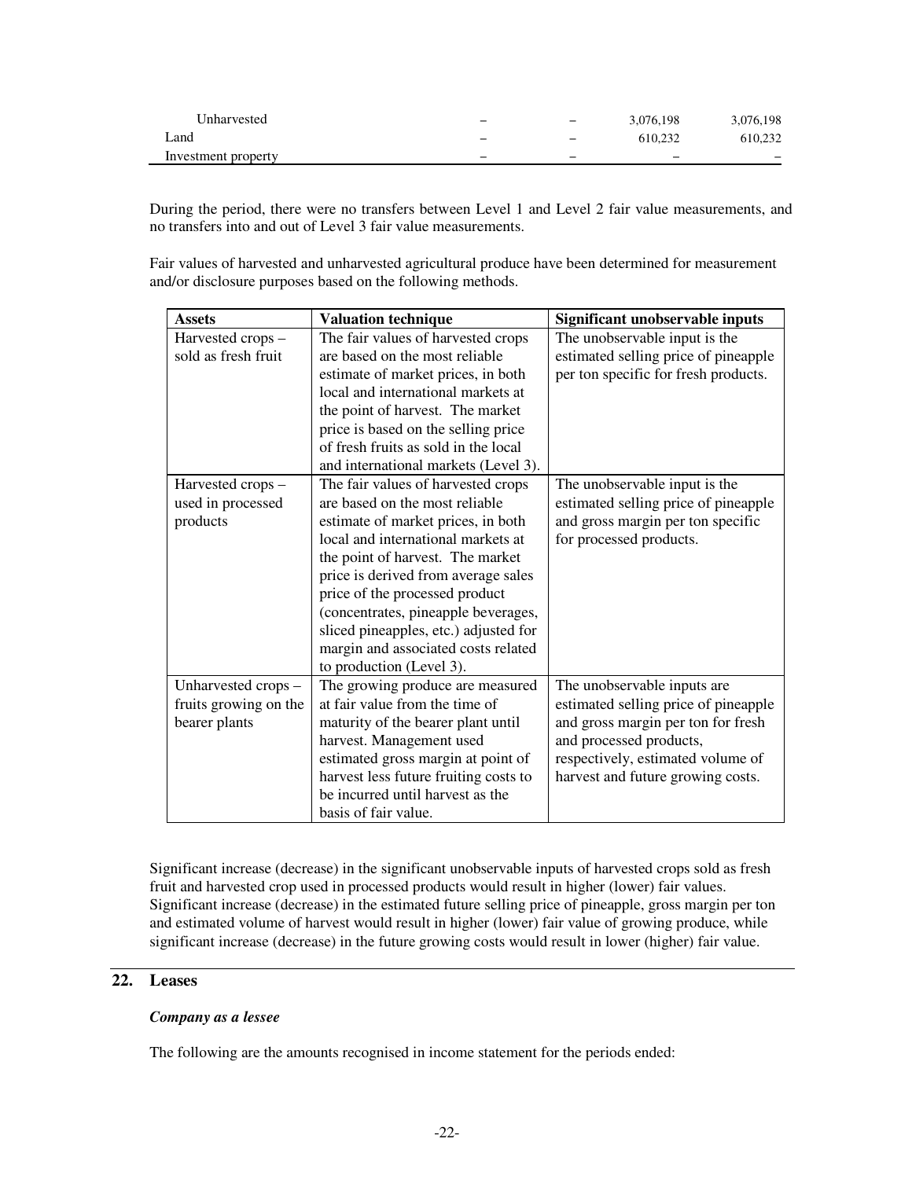| | | | | |
|---|---|---|---|---|
| Unharvested | – | – | 3,076,198 | 3,076,198 |
| Land | – | – | 610,232 | 610,232 |
| Investment property | – | – | – | – |

During the period, there were no transfers between Level 1 and Level 2 fair value measurements, and no transfers into and out of Level 3 fair value measurements.

Fair values of harvested and unharvested agricultural produce have been determined for measurement and/or disclosure purposes based on the following methods.

| Assets | Valuation technique | Significant unobservable inputs |
|---|---|---|
| Harvested crops – sold as fresh fruit | The fair values of harvested crops are based on the most reliable estimate of market prices, in both local and international markets at the point of harvest. The market price is based on the selling price of fresh fruits as sold in the local and international markets (Level 3). | The unobservable input is the estimated selling price of pineapple per ton specific for fresh products. |
| Harvested crops – used in processed products | The fair values of harvested crops are based on the most reliable estimate of market prices, in both local and international markets at the point of harvest. The market price is derived from average sales price of the processed product (concentrates, pineapple beverages, sliced pineapples, etc.) adjusted for margin and associated costs related to production (Level 3). | The unobservable input is the estimated selling price of pineapple and gross margin per ton specific for processed products. |
| Unharvested crops – fruits growing on the bearer plants | The growing produce are measured at fair value from the time of maturity of the bearer plant until harvest. Management used estimated gross margin at point of harvest less future fruiting costs to be incurred until harvest as the basis of fair value. | The unobservable inputs are estimated selling price of pineapple and gross margin per ton for fresh and processed products, respectively, estimated volume of harvest and future growing costs. |

Significant increase (decrease) in the significant unobservable inputs of harvested crops sold as fresh fruit and harvested crop used in processed products would result in higher (lower) fair values. Significant increase (decrease) in the estimated future selling price of pineapple, gross margin per ton and estimated volume of harvest would result in higher (lower) fair value of growing produce, while significant increase (decrease) in the future growing costs would result in lower (higher) fair value.

## 22. Leases

***Company as a lessee***

The following are the amounts recognised in income statement for the periods ended: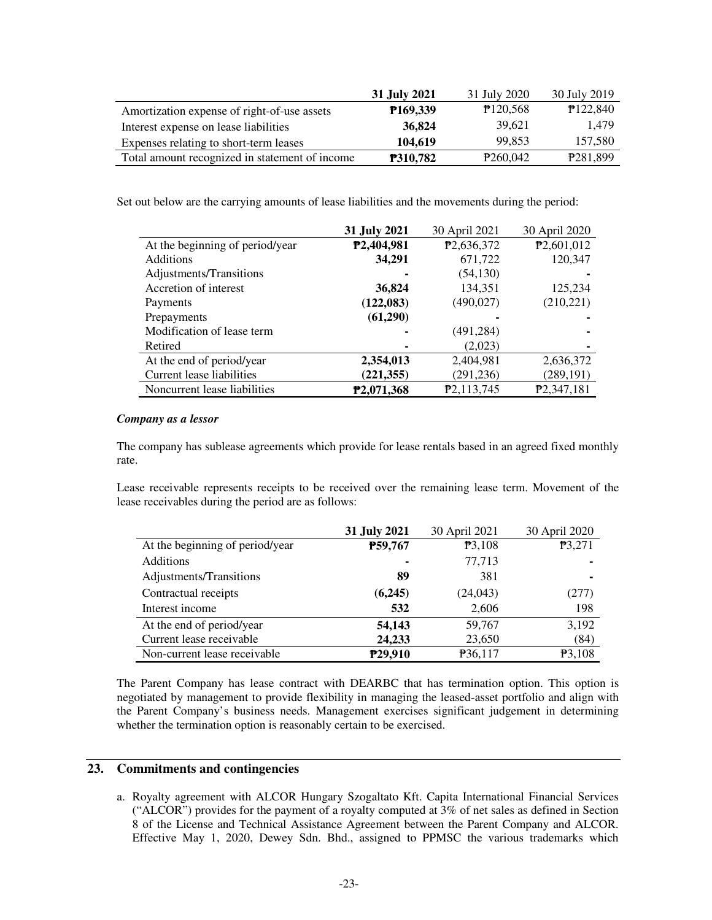| | **31 July 2021** | 31 July 2020 | 30 July 2019 |
|---|---|---|---|
| Amortization expense of right-of-use assets | **₱169,339** | ₱120,568 | ₱122,840 |
| Interest expense on lease liabilities | **36,824** | 39,621 | 1,479 |
| Expenses relating to short-term leases | **104,619** | 99,853 | 157,580 |
| Total amount recognized in statement of income | **₱310,782** | ₱260,042 | ₱281,899 |

Set out below are the carrying amounts of lease liabilities and the movements during the period:

| | **31 July 2021** | 30 April 2021 | 30 April 2020 |
|---|---|---|---|
| At the beginning of period/year | **₱2,404,981** | ₱2,636,372 | ₱2,601,012 |
| Additions | **34,291** | 671,722 | 120,347 |
| Adjustments/Transitions | **-** | (54,130) | - |
| Accretion of interest | **36,824** | 134,351 | 125,234 |
| Payments | **(122,083)** | (490,027) | (210,221) |
| Prepayments | **(61,290)** | - | - |
| Modification of lease term | **-** | (491,284) | - |
| Retired | **-** | (2,023) | - |
| At the end of period/year | **2,354,013** | 2,404,981 | 2,636,372 |
| Current lease liabilities | **(221,355)** | (291,236) | (289,191) |
| Noncurrent lease liabilities | **₱2,071,368** | ₱2,113,745 | ₱2,347,181 |

***Company as a lessor***

The company has sublease agreements which provide for lease rentals based in an agreed fixed monthly rate.

Lease receivable represents receipts to be received over the remaining lease term. Movement of the lease receivables during the period are as follows:

| | **31 July 2021** | 30 April 2021 | 30 April 2020 |
|---|---|---|---|
| At the beginning of period/year | **₱59,767** | ₱3,108 | ₱3,271 |
| Additions | **-** | 77,713 | - |
| Adjustments/Transitions | **89** | 381 | - |
| Contractual receipts | **(6,245)** | (24,043) | (277) |
| Interest income | **532** | 2,606 | 198 |
| At the end of period/year | **54,143** | 59,767 | 3,192 |
| Current lease receivable | **24,233** | 23,650 | (84) |
| Non-current lease receivable | **₱29,910** | ₱36,117 | ₱3,108 |

The Parent Company has lease contract with DEARBC that has termination option. This option is negotiated by management to provide flexibility in managing the leased-asset portfolio and align with the Parent Company's business needs. Management exercises significant judgement in determining whether the termination option is reasonably certain to be exercised.

## 23. Commitments and contingencies

a. Royalty agreement with ALCOR Hungary Szogaltato Kft. Capita International Financial Services ("ALCOR") provides for the payment of a royalty computed at 3% of net sales as defined in Section 8 of the License and Technical Assistance Agreement between the Parent Company and ALCOR. Effective May 1, 2020, Dewey Sdn. Bhd., assigned to PPMSC the various trademarks which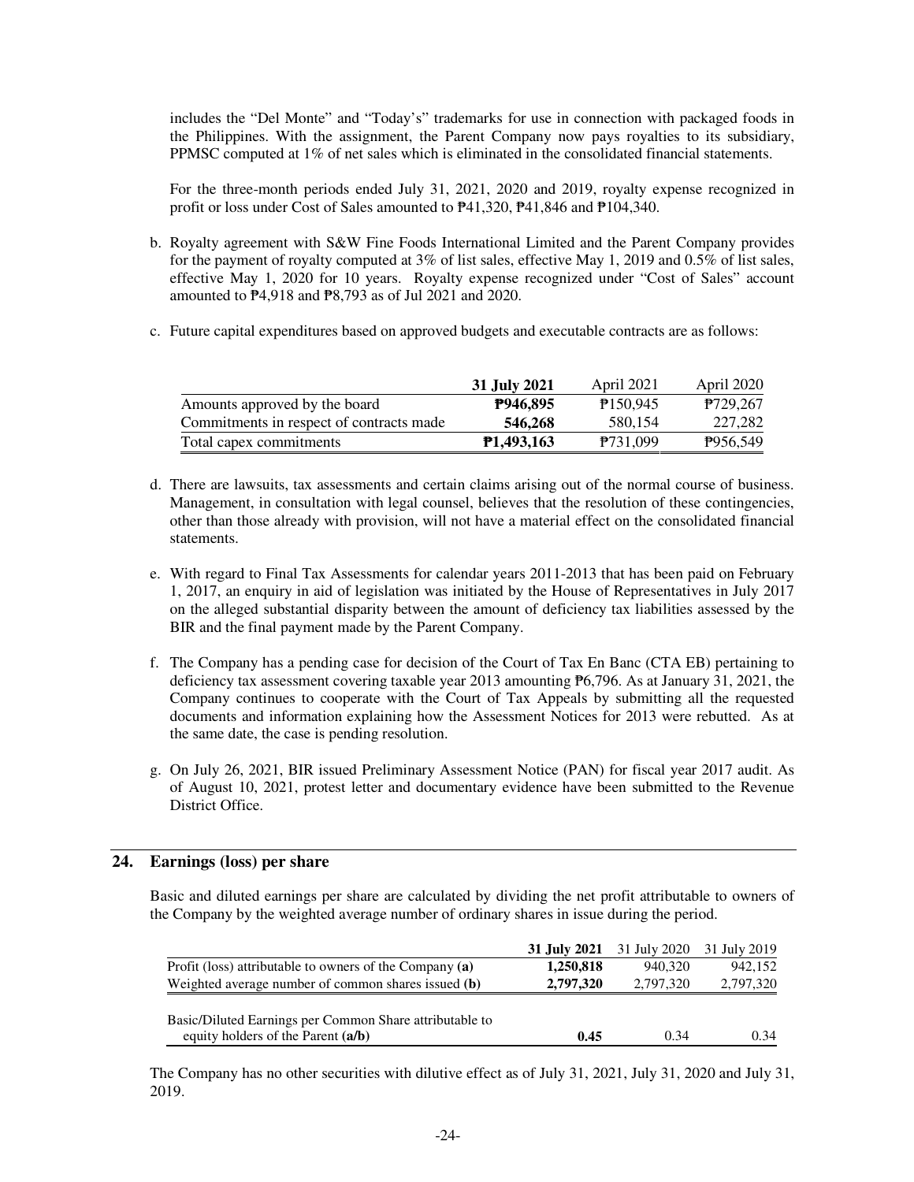includes the "Del Monte" and "Today's" trademarks for use in connection with packaged foods in the Philippines. With the assignment, the Parent Company now pays royalties to its subsidiary, PPMSC computed at 1% of net sales which is eliminated in the consolidated financial statements.

For the three-month periods ended July 31, 2021, 2020 and 2019, royalty expense recognized in profit or loss under Cost of Sales amounted to ₱41,320, ₱41,846 and ₱104,340.

b. Royalty agreement with S&W Fine Foods International Limited and the Parent Company provides for the payment of royalty computed at 3% of list sales, effective May 1, 2019 and 0.5% of list sales, effective May 1, 2020 for 10 years. Royalty expense recognized under "Cost of Sales" account amounted to ₱4,918 and ₱8,793 as of Jul 2021 and 2020.

c. Future capital expenditures based on approved budgets and executable contracts are as follows:

| | **31 July 2021** | April 2021 | April 2020 |
|---|---|---|---|
| Amounts approved by the board | **₱946,895** | ₱150,945 | ₱729,267 |
| Commitments in respect of contracts made | **546,268** | 580,154 | 227,282 |
| Total capex commitments | **₱1,493,163** | ₱731,099 | ₱956,549 |

d. There are lawsuits, tax assessments and certain claims arising out of the normal course of business. Management, in consultation with legal counsel, believes that the resolution of these contingencies, other than those already with provision, will not have a material effect on the consolidated financial statements.

e. With regard to Final Tax Assessments for calendar years 2011-2013 that has been paid on February 1, 2017, an enquiry in aid of legislation was initiated by the House of Representatives in July 2017 on the alleged substantial disparity between the amount of deficiency tax liabilities assessed by the BIR and the final payment made by the Parent Company.

f. The Company has a pending case for decision of the Court of Tax En Banc (CTA EB) pertaining to deficiency tax assessment covering taxable year 2013 amounting ₱6,796. As at January 31, 2021, the Company continues to cooperate with the Court of Tax Appeals by submitting all the requested documents and information explaining how the Assessment Notices for 2013 were rebutted. As at the same date, the case is pending resolution.

g. On July 26, 2021, BIR issued Preliminary Assessment Notice (PAN) for fiscal year 2017 audit. As of August 10, 2021, protest letter and documentary evidence have been submitted to the Revenue District Office.

## 24. Earnings (loss) per share

Basic and diluted earnings per share are calculated by dividing the net profit attributable to owners of the Company by the weighted average number of ordinary shares in issue during the period.

| | **31 July 2021** | 31 July 2020 | 31 July 2019 |
|---|---|---|---|
| Profit (loss) attributable to owners of the Company **(a)** | **1,250,818** | 940,320 | 942,152 |
| Weighted average number of common shares issued **(b)** | **2,797,320** | 2,797,320 | 2,797,320 |
| Basic/Diluted Earnings per Common Share attributable to equity holders of the Parent **(a/b)** | **0.45** | 0.34 | 0.34 |

The Company has no other securities with dilutive effect as of July 31, 2021, July 31, 2020 and July 31, 2019.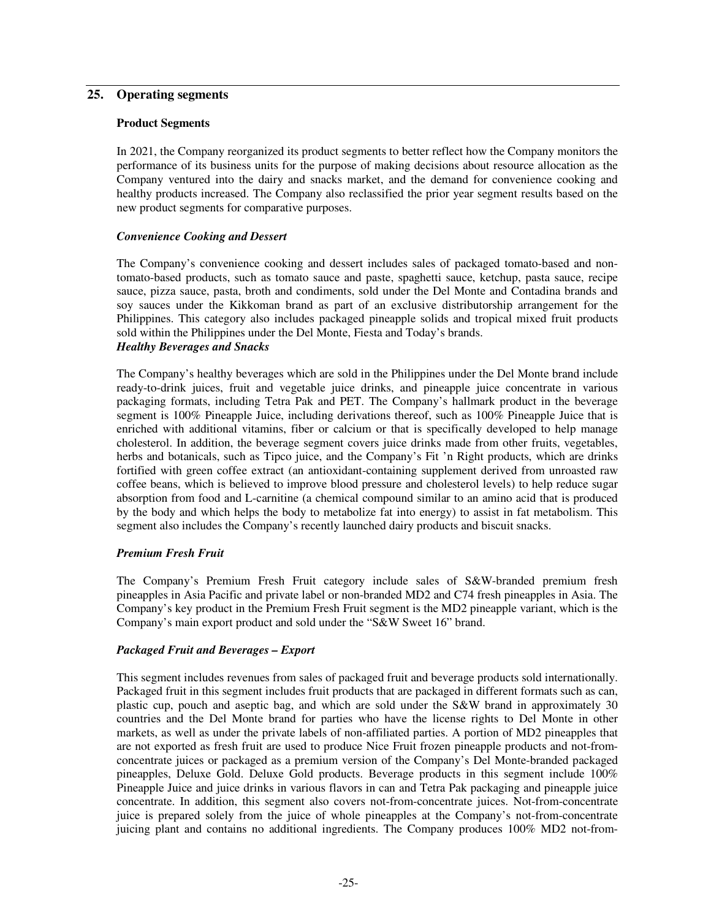## 25. Operating segments

### Product Segments

In 2021, the Company reorganized its product segments to better reflect how the Company monitors the performance of its business units for the purpose of making decisions about resource allocation as the Company ventured into the dairy and snacks market, and the demand for convenience cooking and healthy products increased. The Company also reclassified the prior year segment results based on the new product segments for comparative purposes.

#### *Convenience Cooking and Dessert*

The Company's convenience cooking and dessert includes sales of packaged tomato-based and non-tomato-based products, such as tomato sauce and paste, spaghetti sauce, ketchup, pasta sauce, recipe sauce, pizza sauce, pasta, broth and condiments, sold under the Del Monte and Contadina brands and soy sauces under the Kikkoman brand as part of an exclusive distributorship arrangement for the Philippines. This category also includes packaged pineapple solids and tropical mixed fruit products sold within the Philippines under the Del Monte, Fiesta and Today's brands.

#### *Healthy Beverages and Snacks*

The Company's healthy beverages which are sold in the Philippines under the Del Monte brand include ready-to-drink juices, fruit and vegetable juice drinks, and pineapple juice concentrate in various packaging formats, including Tetra Pak and PET. The Company's hallmark product in the beverage segment is 100% Pineapple Juice, including derivations thereof, such as 100% Pineapple Juice that is enriched with additional vitamins, fiber or calcium or that is specifically developed to help manage cholesterol. In addition, the beverage segment covers juice drinks made from other fruits, vegetables, herbs and botanicals, such as Tipco juice, and the Company's Fit 'n Right products, which are drinks fortified with green coffee extract (an antioxidant-containing supplement derived from unroasted raw coffee beans, which is believed to improve blood pressure and cholesterol levels) to help reduce sugar absorption from food and L-carnitine (a chemical compound similar to an amino acid that is produced by the body and which helps the body to metabolize fat into energy) to assist in fat metabolism. This segment also includes the Company's recently launched dairy products and biscuit snacks.

#### *Premium Fresh Fruit*

The Company's Premium Fresh Fruit category include sales of S&W-branded premium fresh pineapples in Asia Pacific and private label or non-branded MD2 and C74 fresh pineapples in Asia. The Company's key product in the Premium Fresh Fruit segment is the MD2 pineapple variant, which is the Company's main export product and sold under the "S&W Sweet 16" brand.

#### *Packaged Fruit and Beverages – Export*

This segment includes revenues from sales of packaged fruit and beverage products sold internationally. Packaged fruit in this segment includes fruit products that are packaged in different formats such as can, plastic cup, pouch and aseptic bag, and which are sold under the S&W brand in approximately 30 countries and the Del Monte brand for parties who have the license rights to Del Monte in other markets, as well as under the private labels of non-affiliated parties. A portion of MD2 pineapples that are not exported as fresh fruit are used to produce Nice Fruit frozen pineapple products and not-from-concentrate juices or packaged as a premium version of the Company's Del Monte-branded packaged pineapples, Deluxe Gold. Deluxe Gold products. Beverage products in this segment include 100% Pineapple Juice and juice drinks in various flavors in can and Tetra Pak packaging and pineapple juice concentrate. In addition, this segment also covers not-from-concentrate juices. Not-from-concentrate juice is prepared solely from the juice of whole pineapples at the Company's not-from-concentrate juicing plant and contains no additional ingredients. The Company produces 100% MD2 not-from-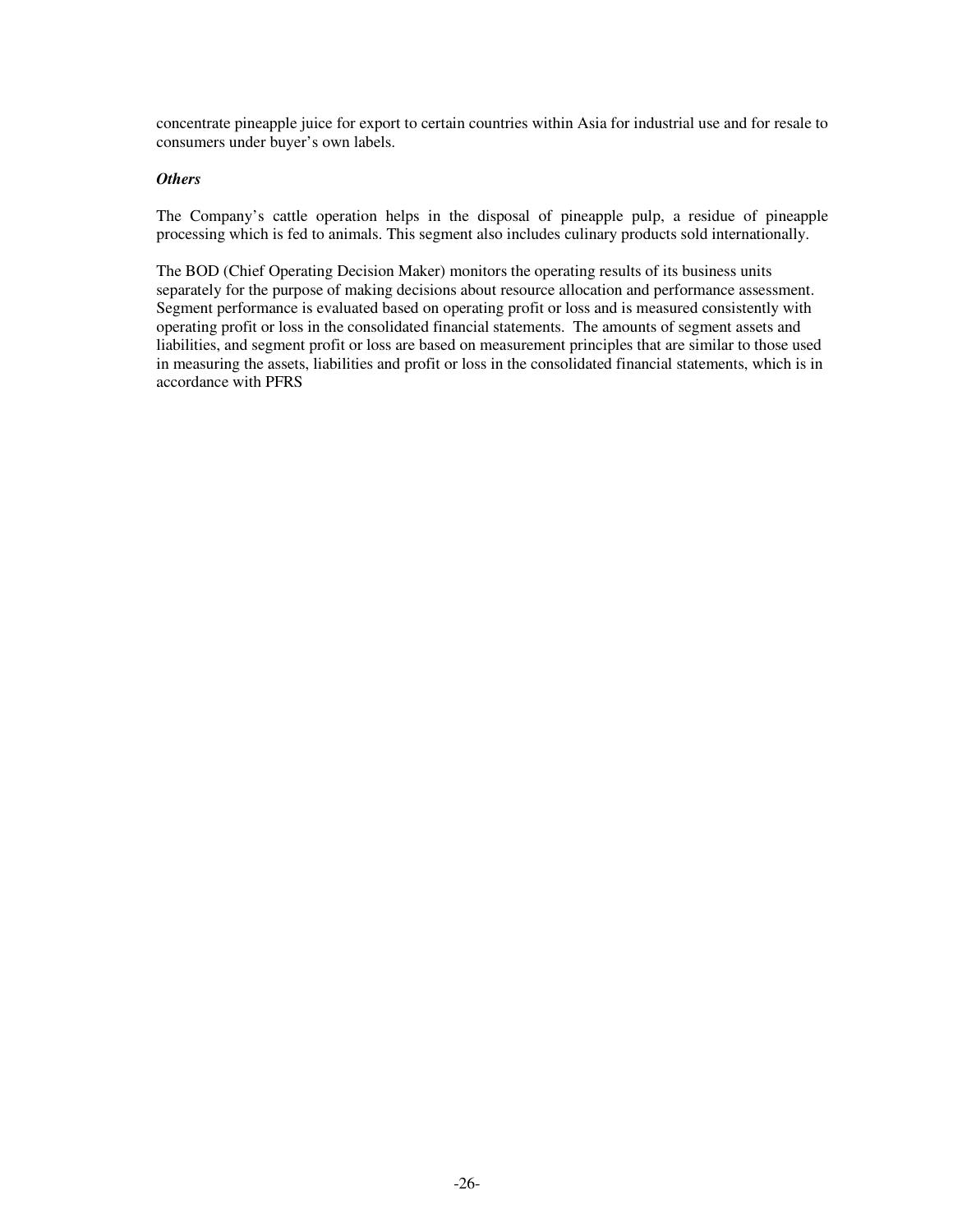concentrate pineapple juice for export to certain countries within Asia for industrial use and for resale to consumers under buyer's own labels.

***Others***

The Company's cattle operation helps in the disposal of pineapple pulp, a residue of pineapple processing which is fed to animals. This segment also includes culinary products sold internationally.

The BOD (Chief Operating Decision Maker) monitors the operating results of its business units separately for the purpose of making decisions about resource allocation and performance assessment. Segment performance is evaluated based on operating profit or loss and is measured consistently with operating profit or loss in the consolidated financial statements. The amounts of segment assets and liabilities, and segment profit or loss are based on measurement principles that are similar to those used in measuring the assets, liabilities and profit or loss in the consolidated financial statements, which is in accordance with PFRS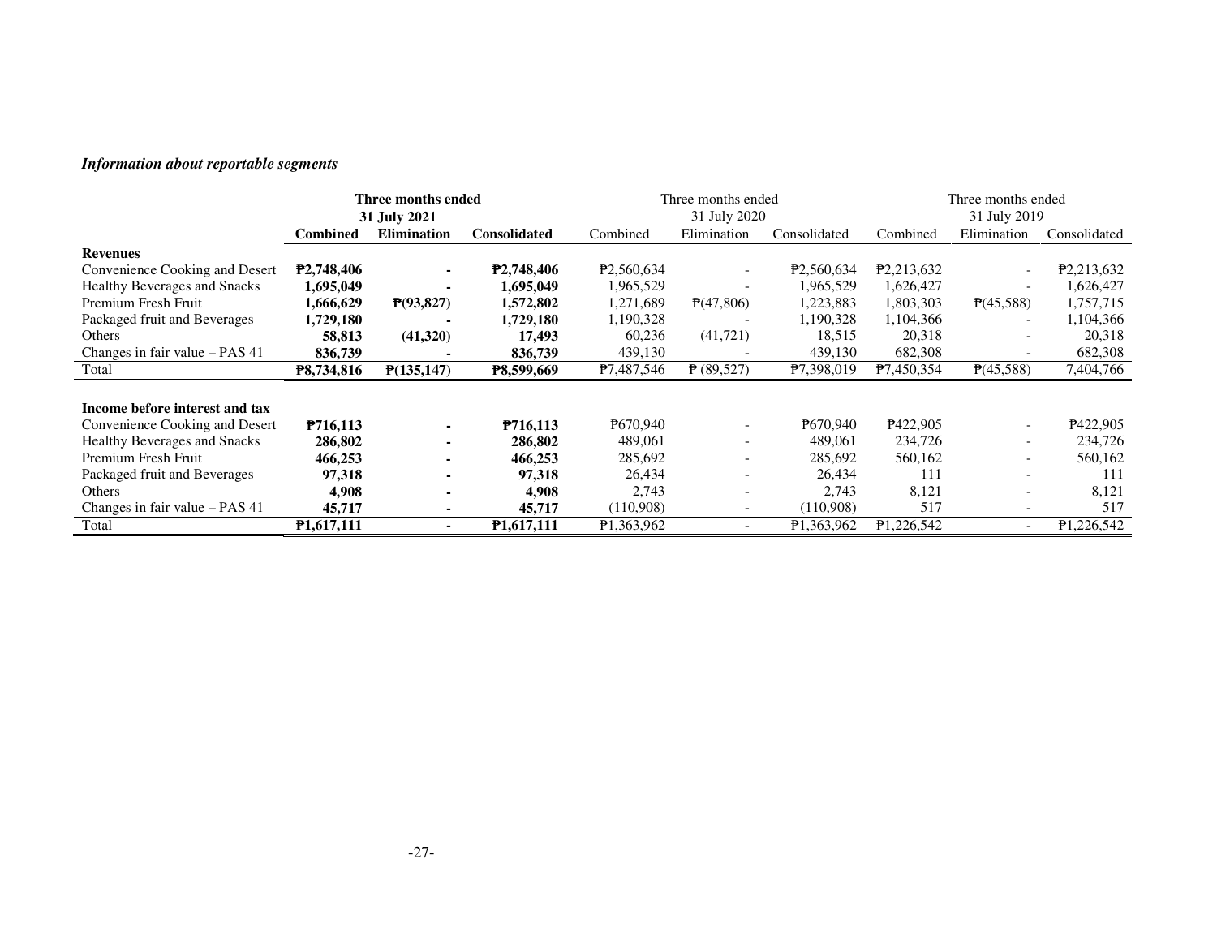***Information about reportable segments***

| | Three months ended 31 July 2021 | | | Three months ended 31 July 2020 | | | Three months ended 31 July 2019 | | |
|---|---|---|---|---|---|---|---|---|---|
| | **Combined** | **Elimination** | **Consolidated** | Combined | Elimination | Consolidated | Combined | Elimination | Consolidated |
| **Revenues** | | | | | | | | | |
| Convenience Cooking and Desert | **₱2,748,406** | **-** | **₱2,748,406** | ₱2,560,634 | - | ₱2,560,634 | ₱2,213,632 | - | ₱2,213,632 |
| Healthy Beverages and Snacks | **1,695,049** | **-** | **1,695,049** | 1,965,529 | - | 1,965,529 | 1,626,427 | - | 1,626,427 |
| Premium Fresh Fruit | **1,666,629** | **₱(93,827)** | **1,572,802** | 1,271,689 | ₱(47,806) | 1,223,883 | 1,803,303 | ₱(45,588) | 1,757,715 |
| Packaged fruit and Beverages | **1,729,180** | **-** | **1,729,180** | 1,190,328 | - | 1,190,328 | 1,104,366 | - | 1,104,366 |
| Others | **58,813** | **(41,320)** | **17,493** | 60,236 | (41,721) | 18,515 | 20,318 | - | 20,318 |
| Changes in fair value – PAS 41 | **836,739** | **-** | **836,739** | 439,130 | - | 439,130 | 682,308 | - | 682,308 |
| Total | **₱8,734,816** | **₱(135,147)** | **₱8,599,669** | ₱7,487,546 | ₱ (89,527) | ₱7,398,019 | ₱7,450,354 | ₱(45,588) | 7,404,766 |
| | | | | | | | | | |
| **Income before interest and tax** | | | | | | | | | |
| Convenience Cooking and Desert | **₱716,113** | **-** | **₱716,113** | ₱670,940 | - | ₱670,940 | ₱422,905 | - | ₱422,905 |
| Healthy Beverages and Snacks | **286,802** | **-** | **286,802** | 489,061 | - | 489,061 | 234,726 | - | 234,726 |
| Premium Fresh Fruit | **466,253** | **-** | **466,253** | 285,692 | - | 285,692 | 560,162 | - | 560,162 |
| Packaged fruit and Beverages | **97,318** | **-** | **97,318** | 26,434 | - | 26,434 | 111 | - | 111 |
| Others | **4,908** | **-** | **4,908** | 2,743 | - | 2,743 | 8,121 | - | 8,121 |
| Changes in fair value – PAS 41 | **45,717** | **-** | **45,717** | (110,908) | - | (110,908) | 517 | - | 517 |
| Total | **₱1,617,111** | **-** | **₱1,617,111** | ₱1,363,962 | - | ₱1,363,962 | ₱1,226,542 | - | ₱1,226,542 |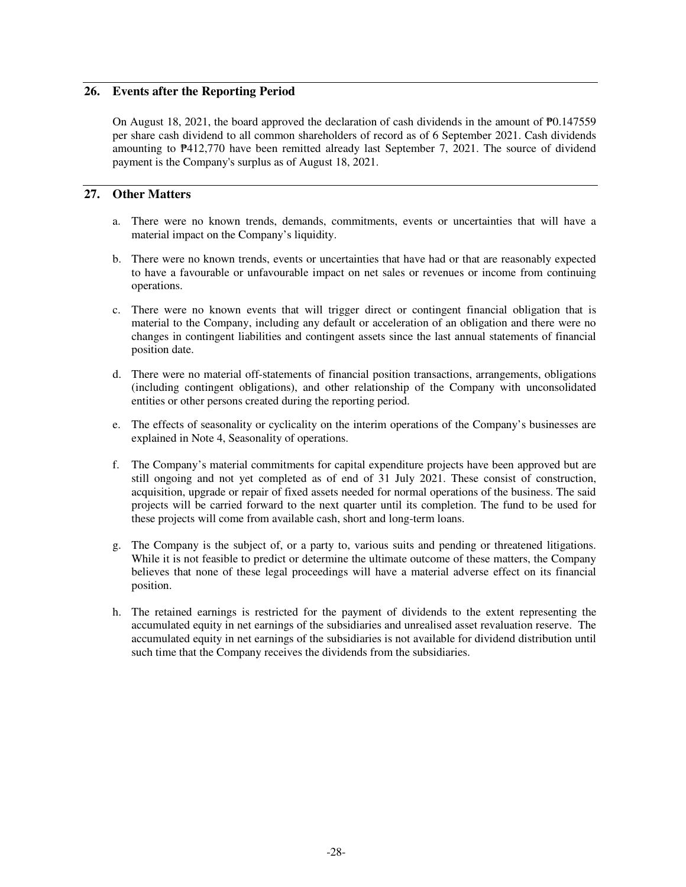## 26. Events after the Reporting Period

On August 18, 2021, the board approved the declaration of cash dividends in the amount of ₱0.147559 per share cash dividend to all common shareholders of record as of 6 September 2021. Cash dividends amounting to ₱412,770 have been remitted already last September 7, 2021. The source of dividend payment is the Company's surplus as of August 18, 2021.

## 27. Other Matters

a. There were no known trends, demands, commitments, events or uncertainties that will have a material impact on the Company's liquidity.

b. There were no known trends, events or uncertainties that have had or that are reasonably expected to have a favourable or unfavourable impact on net sales or revenues or income from continuing operations.

c. There were no known events that will trigger direct or contingent financial obligation that is material to the Company, including any default or acceleration of an obligation and there were no changes in contingent liabilities and contingent assets since the last annual statements of financial position date.

d. There were no material off-statements of financial position transactions, arrangements, obligations (including contingent obligations), and other relationship of the Company with unconsolidated entities or other persons created during the reporting period.

e. The effects of seasonality or cyclicality on the interim operations of the Company's businesses are explained in Note 4, Seasonality of operations.

f. The Company's material commitments for capital expenditure projects have been approved but are still ongoing and not yet completed as of end of 31 July 2021. These consist of construction, acquisition, upgrade or repair of fixed assets needed for normal operations of the business. The said projects will be carried forward to the next quarter until its completion. The fund to be used for these projects will come from available cash, short and long-term loans.

g. The Company is the subject of, or a party to, various suits and pending or threatened litigations. While it is not feasible to predict or determine the ultimate outcome of these matters, the Company believes that none of these legal proceedings will have a material adverse effect on its financial position.

h. The retained earnings is restricted for the payment of dividends to the extent representing the accumulated equity in net earnings of the subsidiaries and unrealised asset revaluation reserve. The accumulated equity in net earnings of the subsidiaries is not available for dividend distribution until such time that the Company receives the dividends from the subsidiaries.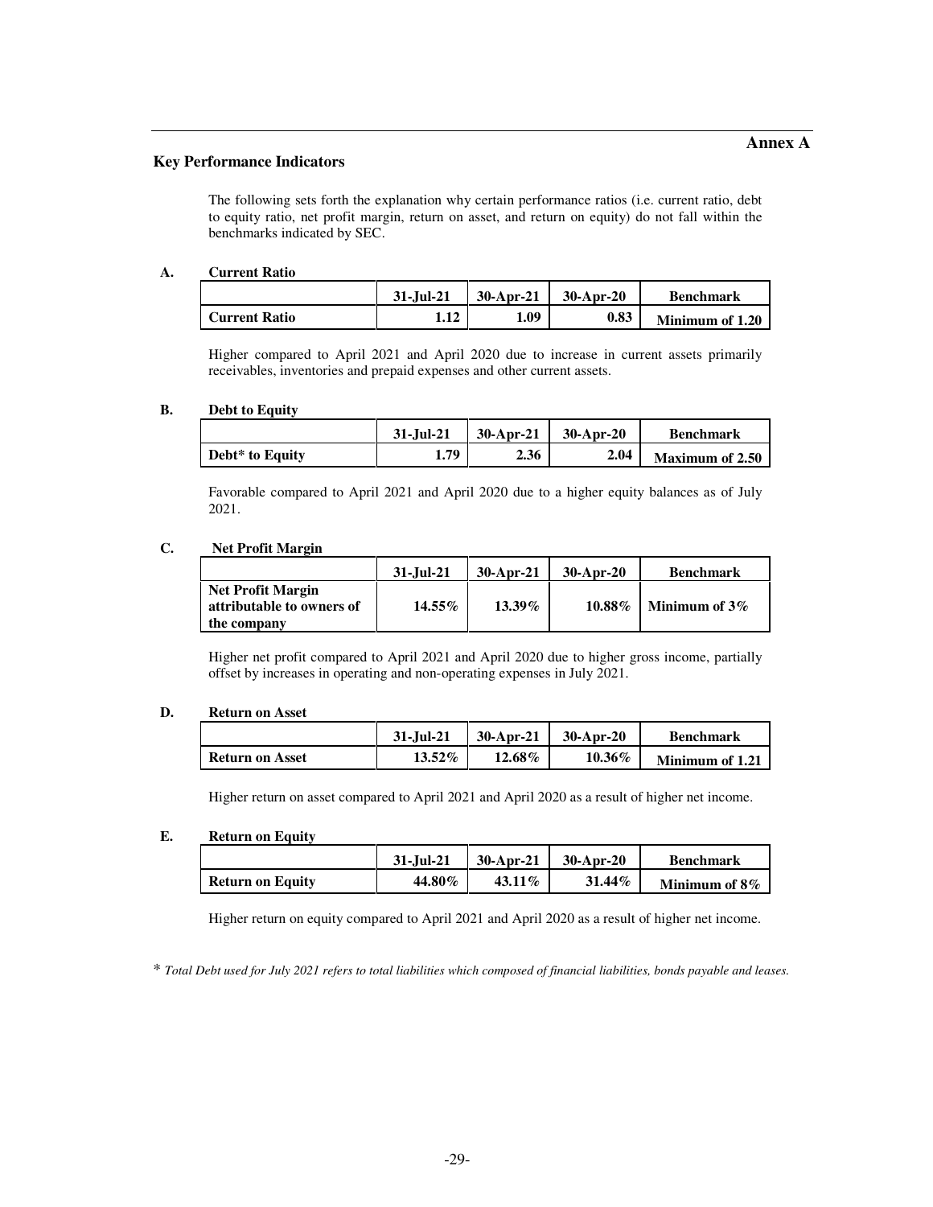**Annex A**

## Key Performance Indicators

The following sets forth the explanation why certain performance ratios (i.e. current ratio, debt to equity ratio, net profit margin, return on asset, and return on equity) do not fall within the benchmarks indicated by SEC.

### A. Current Ratio

| | 31-Jul-21 | 30-Apr-21 | 30-Apr-20 | Benchmark |
|---|---|---|---|---|
| **Current Ratio** | **1.12** | **1.09** | **0.83** | **Minimum of 1.20** |

Higher compared to April 2021 and April 2020 due to increase in current assets primarily receivables, inventories and prepaid expenses and other current assets.

### B. Debt to Equity

| | 31-Jul-21 | 30-Apr-21 | 30-Apr-20 | Benchmark |
|---|---|---|---|---|
| **Debt* to Equity** | **1.79** | **2.36** | **2.04** | **Maximum of 2.50** |

Favorable compared to April 2021 and April 2020 due to a higher equity balances as of July 2021.

### C. Net Profit Margin

| | 31-Jul-21 | 30-Apr-21 | 30-Apr-20 | Benchmark |
|---|---|---|---|---|
| **Net Profit Margin attributable to owners of the company** | **14.55%** | **13.39%** | **10.88%** | **Minimum of 3%** |

Higher net profit compared to April 2021 and April 2020 due to higher gross income, partially offset by increases in operating and non-operating expenses in July 2021.

### D. Return on Asset

| | 31-Jul-21 | 30-Apr-21 | 30-Apr-20 | Benchmark |
|---|---|---|---|---|
| **Return on Asset** | **13.52%** | **12.68%** | **10.36%** | **Minimum of 1.21** |

Higher return on asset compared to April 2021 and April 2020 as a result of higher net income.

### E. Return on Equity

| | 31-Jul-21 | 30-Apr-21 | 30-Apr-20 | Benchmark |
|---|---|---|---|---|
| **Return on Equity** | **44.80%** | **43.11%** | **31.44%** | **Minimum of 8%** |

Higher return on equity compared to April 2021 and April 2020 as a result of higher net income.

* *Total Debt used for July 2021 refers to total liabilities which composed of financial liabilities, bonds payable and leases.*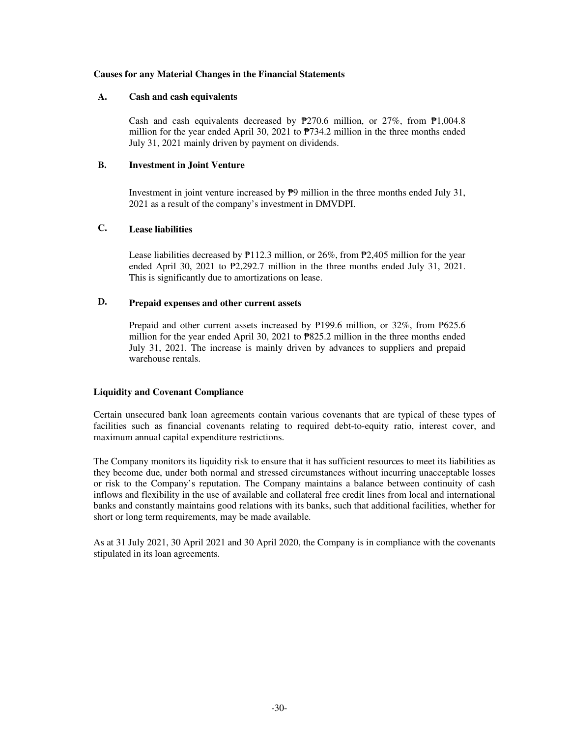## Causes for any Material Changes in the Financial Statements

### A. Cash and cash equivalents

Cash and cash equivalents decreased by ₱270.6 million, or 27%, from ₱1,004.8 million for the year ended April 30, 2021 to ₱734.2 million in the three months ended July 31, 2021 mainly driven by payment on dividends.

### B. Investment in Joint Venture

Investment in joint venture increased by ₱9 million in the three months ended July 31, 2021 as a result of the company's investment in DMVDPI.

### C. Lease liabilities

Lease liabilities decreased by ₱112.3 million, or 26%, from ₱2,405 million for the year ended April 30, 2021 to ₱2,292.7 million in the three months ended July 31, 2021. This is significantly due to amortizations on lease.

### D. Prepaid expenses and other current assets

Prepaid and other current assets increased by ₱199.6 million, or 32%, from ₱625.6 million for the year ended April 30, 2021 to ₱825.2 million in the three months ended July 31, 2021. The increase is mainly driven by advances to suppliers and prepaid warehouse rentals.

## Liquidity and Covenant Compliance

Certain unsecured bank loan agreements contain various covenants that are typical of these types of facilities such as financial covenants relating to required debt-to-equity ratio, interest cover, and maximum annual capital expenditure restrictions.

The Company monitors its liquidity risk to ensure that it has sufficient resources to meet its liabilities as they become due, under both normal and stressed circumstances without incurring unacceptable losses or risk to the Company's reputation. The Company maintains a balance between continuity of cash inflows and flexibility in the use of available and collateral free credit lines from local and international banks and constantly maintains good relations with its banks, such that additional facilities, whether for short or long term requirements, may be made available.

As at 31 July 2021, 30 April 2021 and 30 April 2020, the Company is in compliance with the covenants stipulated in its loan agreements.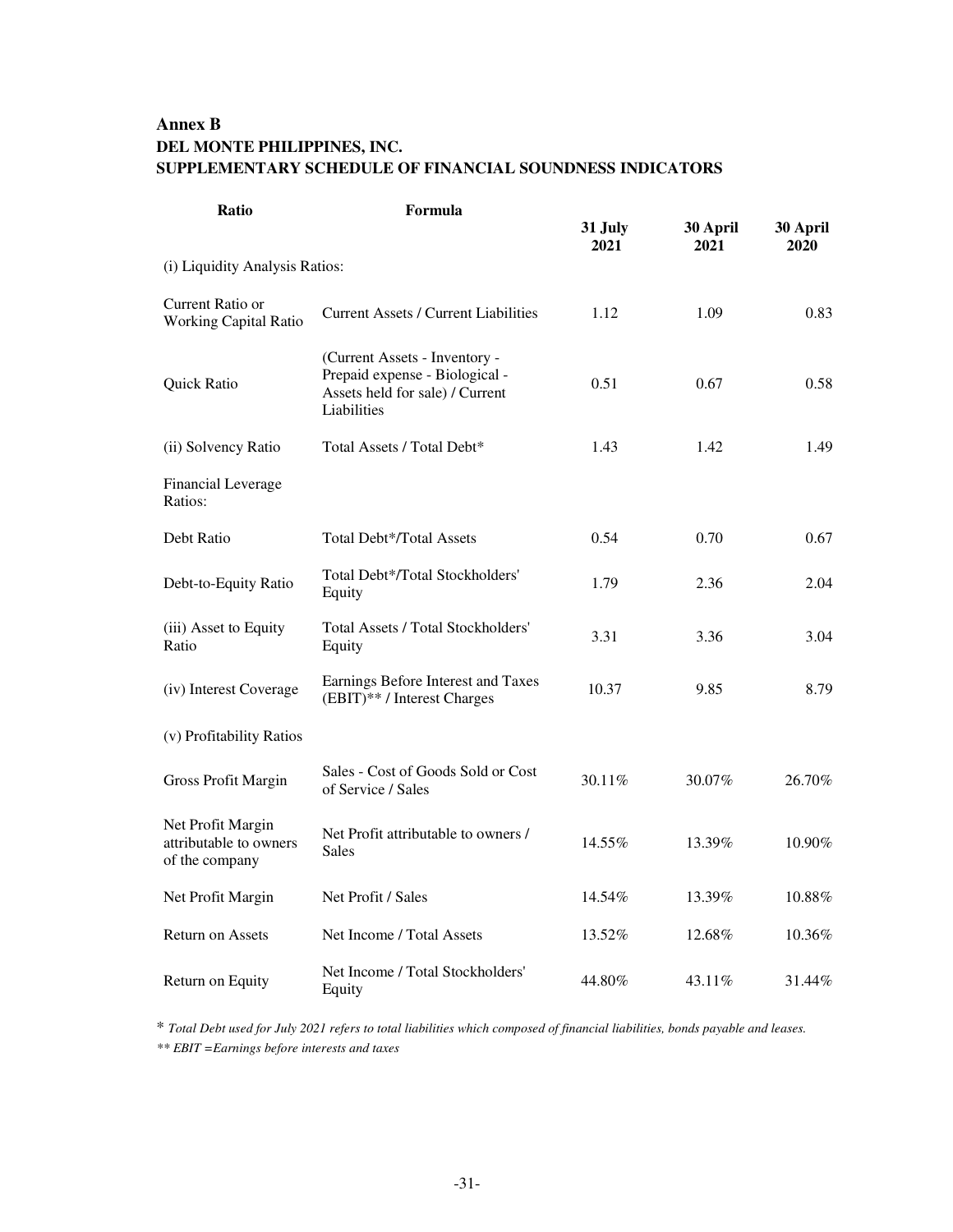## Annex B

**DEL MONTE PHILIPPINES, INC.**

**SUPPLEMENTARY SCHEDULE OF FINANCIAL SOUNDNESS INDICATORS**

| Ratio | Formula | 31 July 2021 | 30 April 2021 | 30 April 2020 |
|---|---|---|---|---|
| (i) Liquidity Analysis Ratios: | | | | |
| Current Ratio or Working Capital Ratio | Current Assets / Current Liabilities | 1.12 | 1.09 | 0.83 |
| Quick Ratio | (Current Assets - Inventory - Prepaid expense - Biological - Assets held for sale) / Current Liabilities | 0.51 | 0.67 | 0.58 |
| (ii) Solvency Ratio | Total Assets / Total Debt* | 1.43 | 1.42 | 1.49 |
| Financial Leverage Ratios: | | | | |
| Debt Ratio | Total Debt*/Total Assets | 0.54 | 0.70 | 0.67 |
| Debt-to-Equity Ratio | Total Debt*/Total Stockholders' Equity | 1.79 | 2.36 | 2.04 |
| (iii) Asset to Equity Ratio | Total Assets / Total Stockholders' Equity | 3.31 | 3.36 | 3.04 |
| (iv) Interest Coverage | Earnings Before Interest and Taxes (EBIT)** / Interest Charges | 10.37 | 9.85 | 8.79 |
| (v) Profitability Ratios | | | | |
| Gross Profit Margin | Sales - Cost of Goods Sold or Cost of Service / Sales | 30.11% | 30.07% | 26.70% |
| Net Profit Margin attributable to owners of the company | Net Profit attributable to owners / Sales | 14.55% | 13.39% | 10.90% |
| Net Profit Margin | Net Profit / Sales | 14.54% | 13.39% | 10.88% |
| Return on Assets | Net Income / Total Assets | 13.52% | 12.68% | 10.36% |
| Return on Equity | Net Income / Total Stockholders' Equity | 44.80% | 43.11% | 31.44% |

* *Total Debt used for July 2021 refers to total liabilities which composed of financial liabilities, bonds payable and leases.*

*** EBIT =Earnings before interests and taxes*